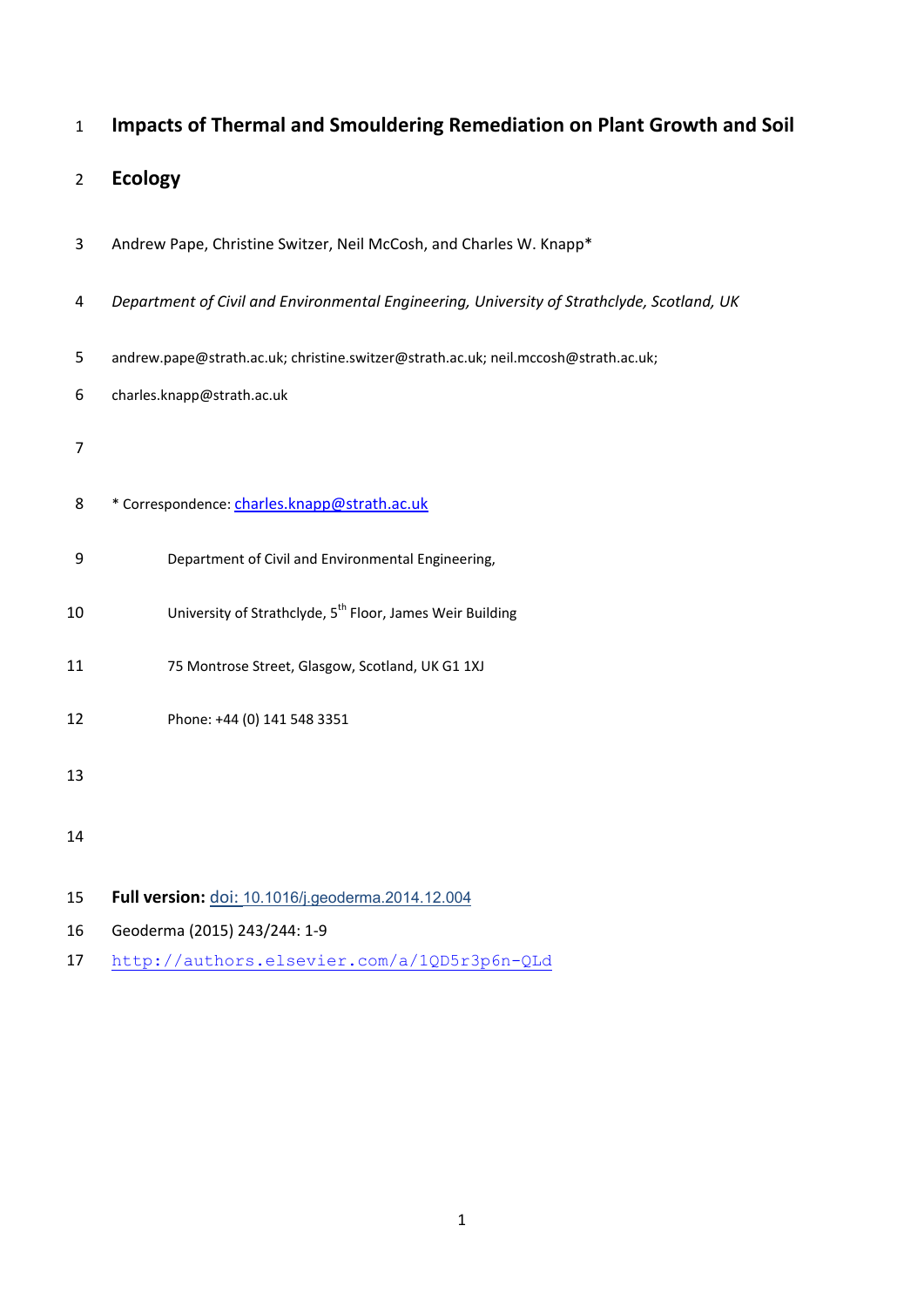# Impacts of Thermal and Smouldering Remediation on Plant Growth and Soil Ecology

Andrew Pape, Christine Switzer, Neil McCosh, and Charles W. Knapp*

*Department of Civil and Environmental Engineering, University of Strathclyde, Scotland, UK*

andrew.pape@strath.ac.uk; christine.switzer@strath.ac.uk; neil.mccosh@strath.ac.uk; charles.knapp@strath.ac.uk

* Correspondence: charles.knapp@strath.ac.uk

Department of Civil and Environmental Engineering,

University of Strathclyde, 5th Floor, James Weir Building

75 Montrose Street, Glasgow, Scotland, UK G1 1XJ

Phone: +44 (0) 141 548 3351

**Full version:** doi: 10.1016/j.geoderma.2014.12.004

Geoderma (2015) 243/244: 1-9

http://authors.elsevier.com/a/1QD5r3p6n-QLd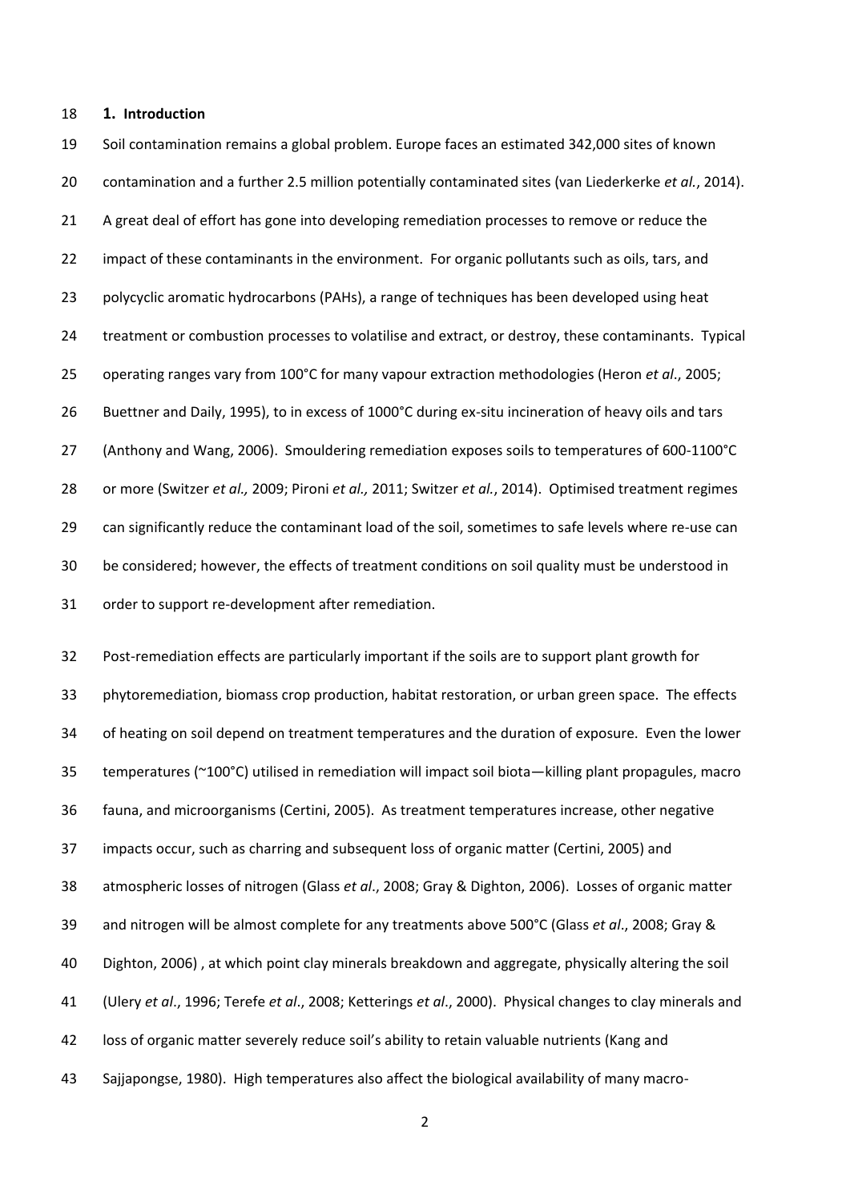## 1. Introduction

Soil contamination remains a global problem. Europe faces an estimated 342,000 sites of known contamination and a further 2.5 million potentially contaminated sites (van Liederkerke *et al.*, 2014). A great deal of effort has gone into developing remediation processes to remove or reduce the impact of these contaminants in the environment. For organic pollutants such as oils, tars, and polycyclic aromatic hydrocarbons (PAHs), a range of techniques has been developed using heat treatment or combustion processes to volatilise and extract, or destroy, these contaminants. Typical operating ranges vary from 100°C for many vapour extraction methodologies (Heron *et al*., 2005; Buettner and Daily, 1995), to in excess of 1000°C during ex-situ incineration of heavy oils and tars (Anthony and Wang, 2006). Smouldering remediation exposes soils to temperatures of 600-1100°C or more (Switzer *et al.,* 2009; Pironi *et al.,* 2011; Switzer *et al.*, 2014). Optimised treatment regimes can significantly reduce the contaminant load of the soil, sometimes to safe levels where re-use can be considered; however, the effects of treatment conditions on soil quality must be understood in order to support re-development after remediation.

Post-remediation effects are particularly important if the soils are to support plant growth for phytoremediation, biomass crop production, habitat restoration, or urban green space. The effects of heating on soil depend on treatment temperatures and the duration of exposure. Even the lower temperatures (~100°C) utilised in remediation will impact soil biota—killing plant propagules, macro fauna, and microorganisms (Certini, 2005). As treatment temperatures increase, other negative impacts occur, such as charring and subsequent loss of organic matter (Certini, 2005) and atmospheric losses of nitrogen (Glass *et al*., 2008; Gray & Dighton, 2006). Losses of organic matter and nitrogen will be almost complete for any treatments above 500°C (Glass *et al*., 2008; Gray & Dighton, 2006) , at which point clay minerals breakdown and aggregate, physically altering the soil (Ulery *et al*., 1996; Terefe *et al*., 2008; Ketterings *et al*., 2000). Physical changes to clay minerals and loss of organic matter severely reduce soil's ability to retain valuable nutrients (Kang and Sajjapongse, 1980). High temperatures also affect the biological availability of many macro-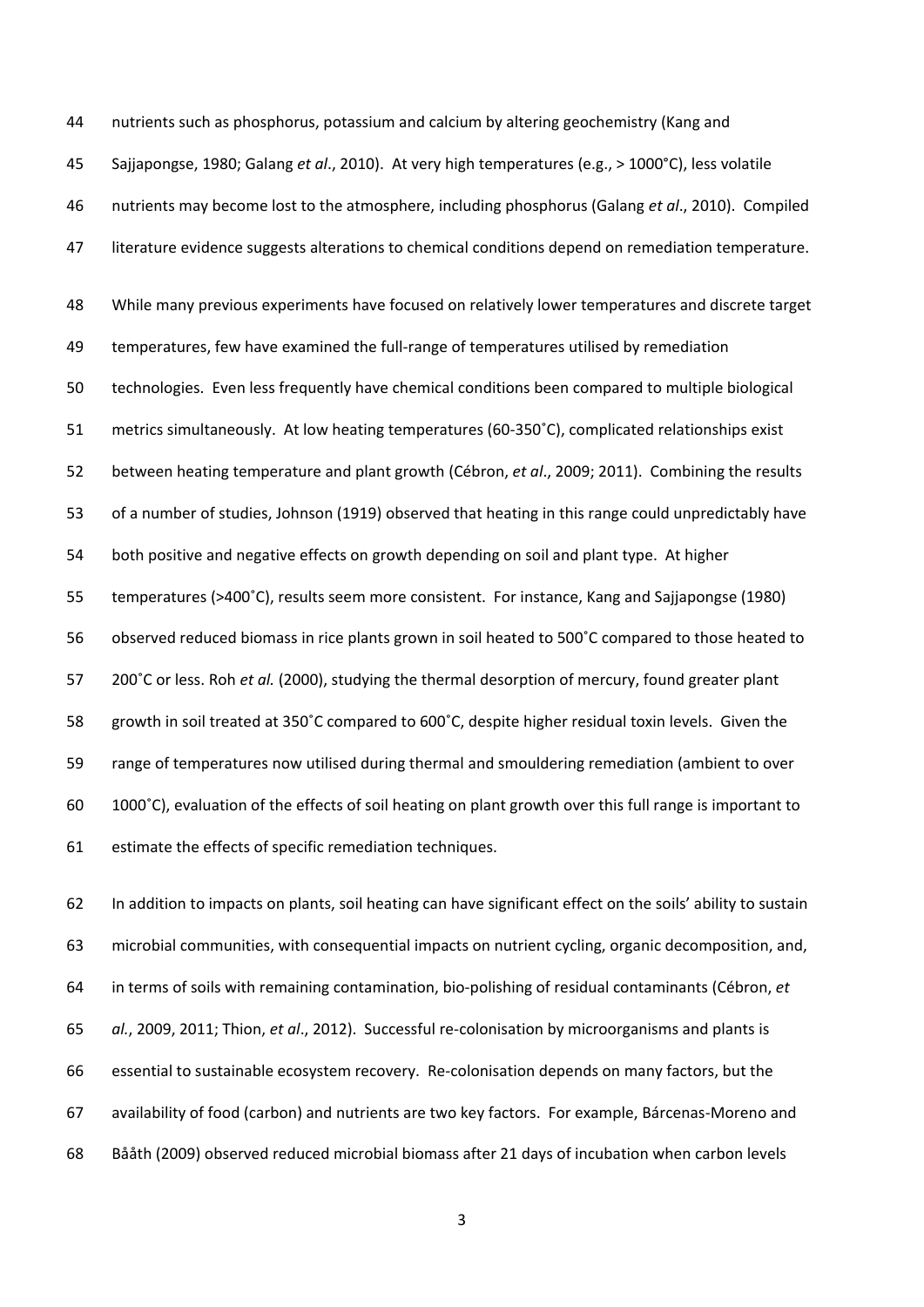nutrients such as phosphorus, potassium and calcium by altering geochemistry (Kang and Sajjapongse, 1980; Galang *et al*., 2010). At very high temperatures (e.g., > 1000°C), less volatile nutrients may become lost to the atmosphere, including phosphorus (Galang *et al*., 2010). Compiled literature evidence suggests alterations to chemical conditions depend on remediation temperature.

While many previous experiments have focused on relatively lower temperatures and discrete target temperatures, few have examined the full-range of temperatures utilised by remediation technologies. Even less frequently have chemical conditions been compared to multiple biological metrics simultaneously. At low heating temperatures (60-350˚C), complicated relationships exist between heating temperature and plant growth (Cébron, *et al*., 2009; 2011). Combining the results of a number of studies, Johnson (1919) observed that heating in this range could unpredictably have both positive and negative effects on growth depending on soil and plant type. At higher temperatures (>400˚C), results seem more consistent. For instance, Kang and Sajjapongse (1980) observed reduced biomass in rice plants grown in soil heated to 500˚C compared to those heated to 200˚C or less. Roh *et al.* (2000), studying the thermal desorption of mercury, found greater plant growth in soil treated at 350˚C compared to 600˚C, despite higher residual toxin levels. Given the range of temperatures now utilised during thermal and smouldering remediation (ambient to over 1000˚C), evaluation of the effects of soil heating on plant growth over this full range is important to estimate the effects of specific remediation techniques.

In addition to impacts on plants, soil heating can have significant effect on the soils' ability to sustain microbial communities, with consequential impacts on nutrient cycling, organic decomposition, and, in terms of soils with remaining contamination, bio-polishing of residual contaminants (Cébron, *et al*., 2009, 2011; Thion, *et al*., 2012). Successful re-colonisation by microorganisms and plants is essential to sustainable ecosystem recovery. Re-colonisation depends on many factors, but the availability of food (carbon) and nutrients are two key factors. For example, Bárcenas-Moreno and Bååth (2009) observed reduced microbial biomass after 21 days of incubation when carbon levels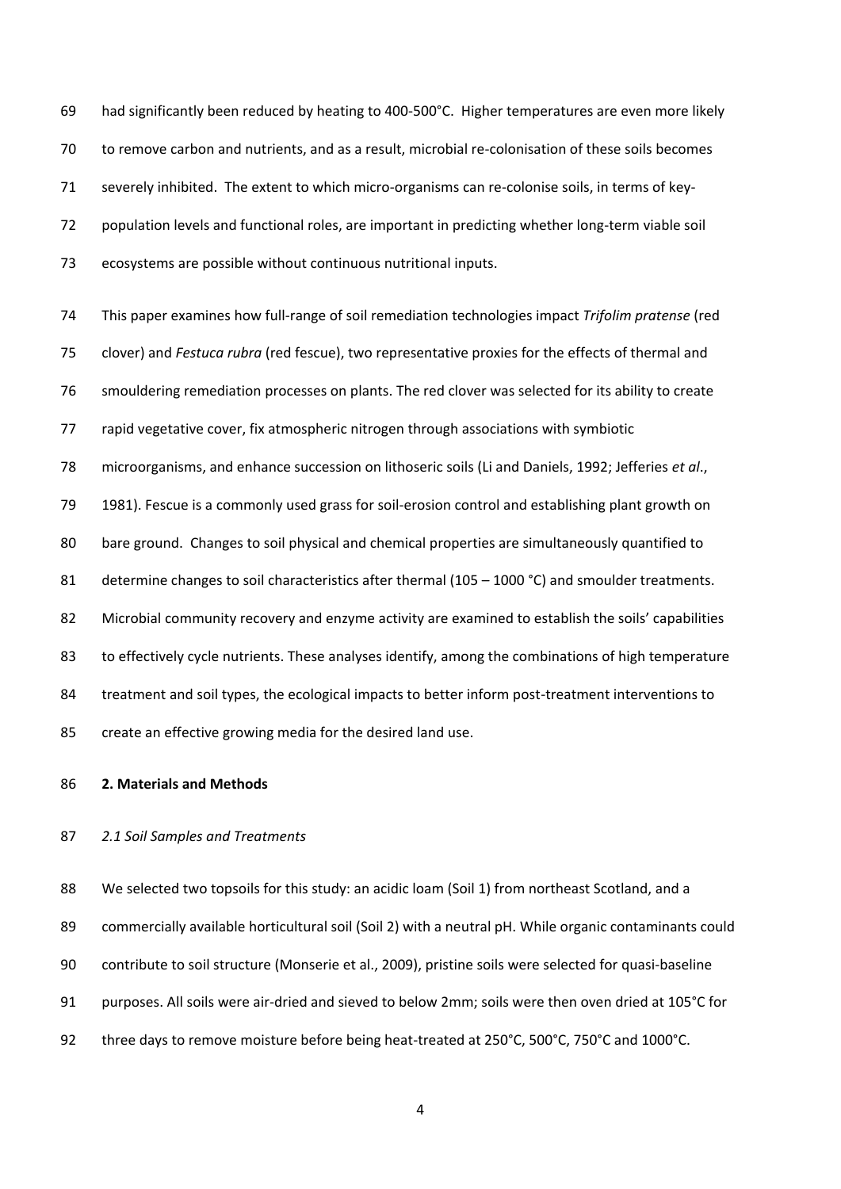had significantly been reduced by heating to 400-500°C. Higher temperatures are even more likely to remove carbon and nutrients, and as a result, microbial re-colonisation of these soils becomes severely inhibited. The extent to which micro-organisms can re-colonise soils, in terms of key-population levels and functional roles, are important in predicting whether long-term viable soil ecosystems are possible without continuous nutritional inputs.

This paper examines how full-range of soil remediation technologies impact *Trifolim pratense* (red clover) and *Festuca rubra* (red fescue), two representative proxies for the effects of thermal and smouldering remediation processes on plants. The red clover was selected for its ability to create rapid vegetative cover, fix atmospheric nitrogen through associations with symbiotic microorganisms, and enhance succession on lithoseric soils (Li and Daniels, 1992; Jefferies *et al*., 1981). Fescue is a commonly used grass for soil-erosion control and establishing plant growth on bare ground. Changes to soil physical and chemical properties are simultaneously quantified to determine changes to soil characteristics after thermal (105 – 1000 °C) and smoulder treatments. Microbial community recovery and enzyme activity are examined to establish the soils' capabilities to effectively cycle nutrients. These analyses identify, among the combinations of high temperature treatment and soil types, the ecological impacts to better inform post-treatment interventions to create an effective growing media for the desired land use.

## 2. Materials and Methods

### *2.1 Soil Samples and Treatments*

We selected two topsoils for this study: an acidic loam (Soil 1) from northeast Scotland, and a commercially available horticultural soil (Soil 2) with a neutral pH. While organic contaminants could contribute to soil structure (Monserie et al., 2009), pristine soils were selected for quasi-baseline purposes. All soils were air-dried and sieved to below 2mm; soils were then oven dried at 105°C for three days to remove moisture before being heat-treated at 250°C, 500°C, 750°C and 1000°C.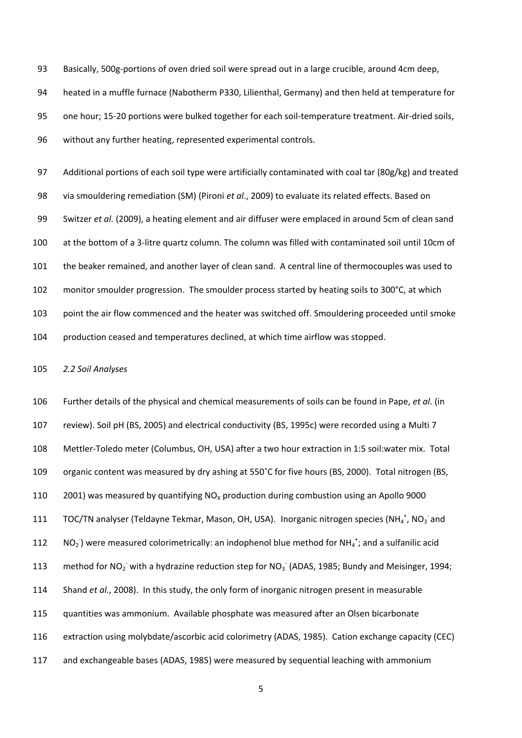Basically, 500g-portions of oven dried soil were spread out in a large crucible, around 4cm deep, heated in a muffle furnace (Nabotherm P330, Lilienthal, Germany) and then held at temperature for one hour; 15-20 portions were bulked together for each soil-temperature treatment. Air-dried soils, without any further heating, represented experimental controls.

Additional portions of each soil type were artificially contaminated with coal tar (80g/kg) and treated via smouldering remediation (SM) (Pironi *et al*., 2009) to evaluate its related effects. Based on Switzer *et al.* (2009), a heating element and air diffuser were emplaced in around 5cm of clean sand at the bottom of a 3-litre quartz column. The column was filled with contaminated soil until 10cm of the beaker remained, and another layer of clean sand. A central line of thermocouples was used to monitor smoulder progression. The smoulder process started by heating soils to 300°C, at which point the air flow commenced and the heater was switched off. Smouldering proceeded until smoke production ceased and temperatures declined, at which time airflow was stopped.

### *2.2 Soil Analyses*

Further details of the physical and chemical measurements of soils can be found in Pape, *et al*. (in review). Soil pH (BS, 2005) and electrical conductivity (BS, 1995c) were recorded using a Multi 7 Mettler-Toledo meter (Columbus, OH, USA) after a two hour extraction in 1:5 soil:water mix. Total organic content was measured by dry ashing at 550˚C for five hours (BS, 2000). Total nitrogen (BS, 2001) was measured by quantifying $NO_X$ production during combustion using an Apollo 9000 TOC/TN analyser (Teldayne Tekmar, Mason, OH, USA). Inorganic nitrogen species ($NH_4^+$, $NO_3^-$ and $NO_2^-$) were measured colorimetrically: an indophenol blue method for $NH_4^+$; and a sulfanilic acid method for $NO_2^-$ with a hydrazine reduction step for $NO_3^-$ (ADAS, 1985; Bundy and Meisinger, 1994; Shand *et al.*, 2008). In this study, the only form of inorganic nitrogen present in measurable quantities was ammonium. Available phosphate was measured after an Olsen bicarbonate extraction using molybdate/ascorbic acid colorimetry (ADAS, 1985). Cation exchange capacity (CEC) and exchangeable bases (ADAS, 1985) were measured by sequential leaching with ammonium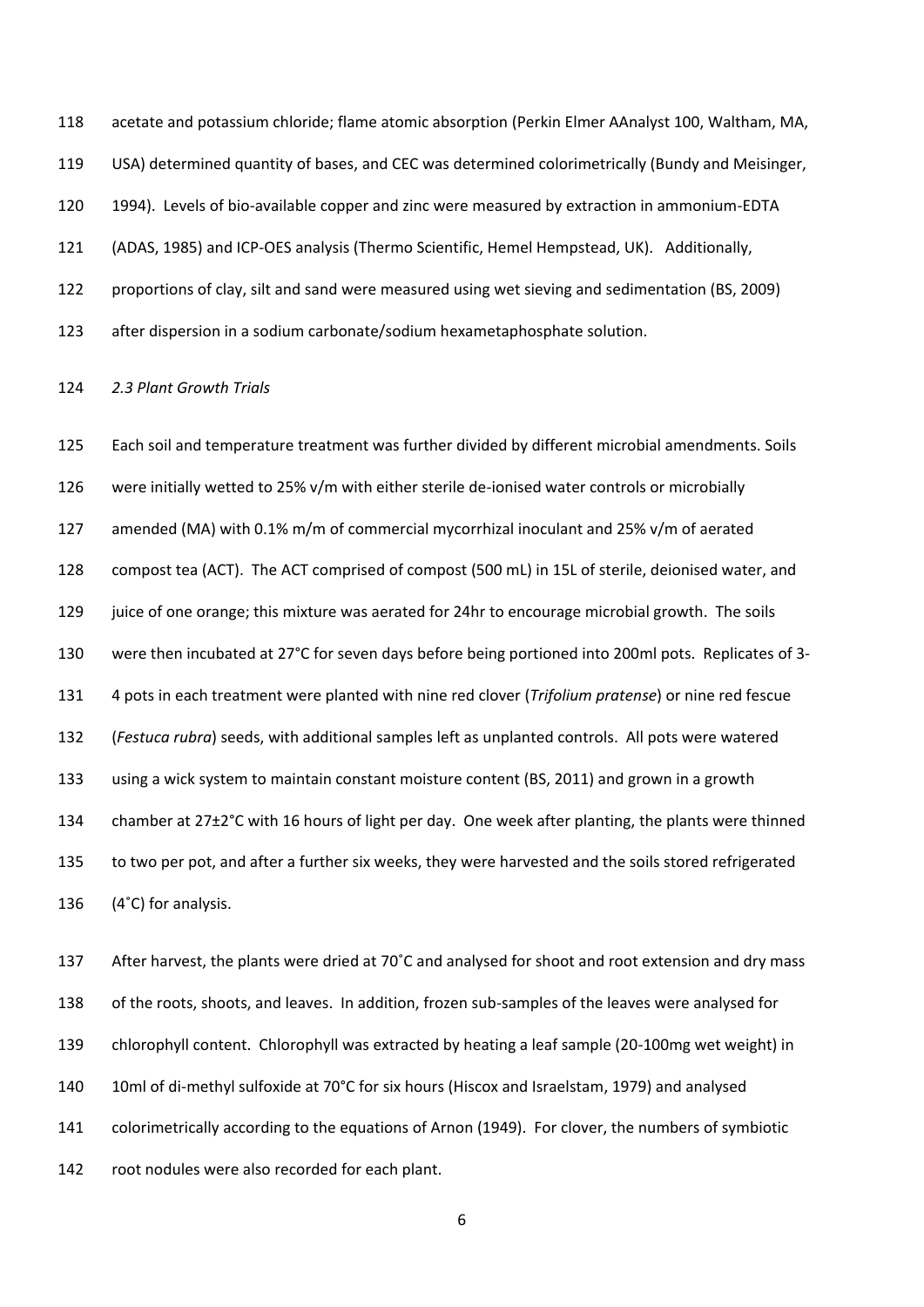acetate and potassium chloride; flame atomic absorption (Perkin Elmer AAnalyst 100, Waltham, MA, USA) determined quantity of bases, and CEC was determined colorimetrically (Bundy and Meisinger, 1994). Levels of bio-available copper and zinc were measured by extraction in ammonium-EDTA (ADAS, 1985) and ICP-OES analysis (Thermo Scientific, Hemel Hempstead, UK). Additionally, proportions of clay, silt and sand were measured using wet sieving and sedimentation (BS, 2009) after dispersion in a sodium carbonate/sodium hexametaphosphate solution.

### *2.3 Plant Growth Trials*

Each soil and temperature treatment was further divided by different microbial amendments. Soils were initially wetted to 25% v/m with either sterile de-ionised water controls or microbially amended (MA) with 0.1% m/m of commercial mycorrhizal inoculant and 25% v/m of aerated compost tea (ACT). The ACT comprised of compost (500 mL) in 15L of sterile, deionised water, and juice of one orange; this mixture was aerated for 24hr to encourage microbial growth. The soils were then incubated at 27°C for seven days before being portioned into 200ml pots. Replicates of 3-4 pots in each treatment were planted with nine red clover (*Trifolium pratense*) or nine red fescue (*Festuca rubra*) seeds, with additional samples left as unplanted controls. All pots were watered using a wick system to maintain constant moisture content (BS, 2011) and grown in a growth chamber at 27±2°C with 16 hours of light per day. One week after planting, the plants were thinned to two per pot, and after a further six weeks, they were harvested and the soils stored refrigerated (4˚C) for analysis.

After harvest, the plants were dried at 70˚C and analysed for shoot and root extension and dry mass of the roots, shoots, and leaves. In addition, frozen sub-samples of the leaves were analysed for chlorophyll content. Chlorophyll was extracted by heating a leaf sample (20-100mg wet weight) in 10ml of di-methyl sulfoxide at 70°C for six hours (Hiscox and Israelstam, 1979) and analysed colorimetrically according to the equations of Arnon (1949). For clover, the numbers of symbiotic root nodules were also recorded for each plant.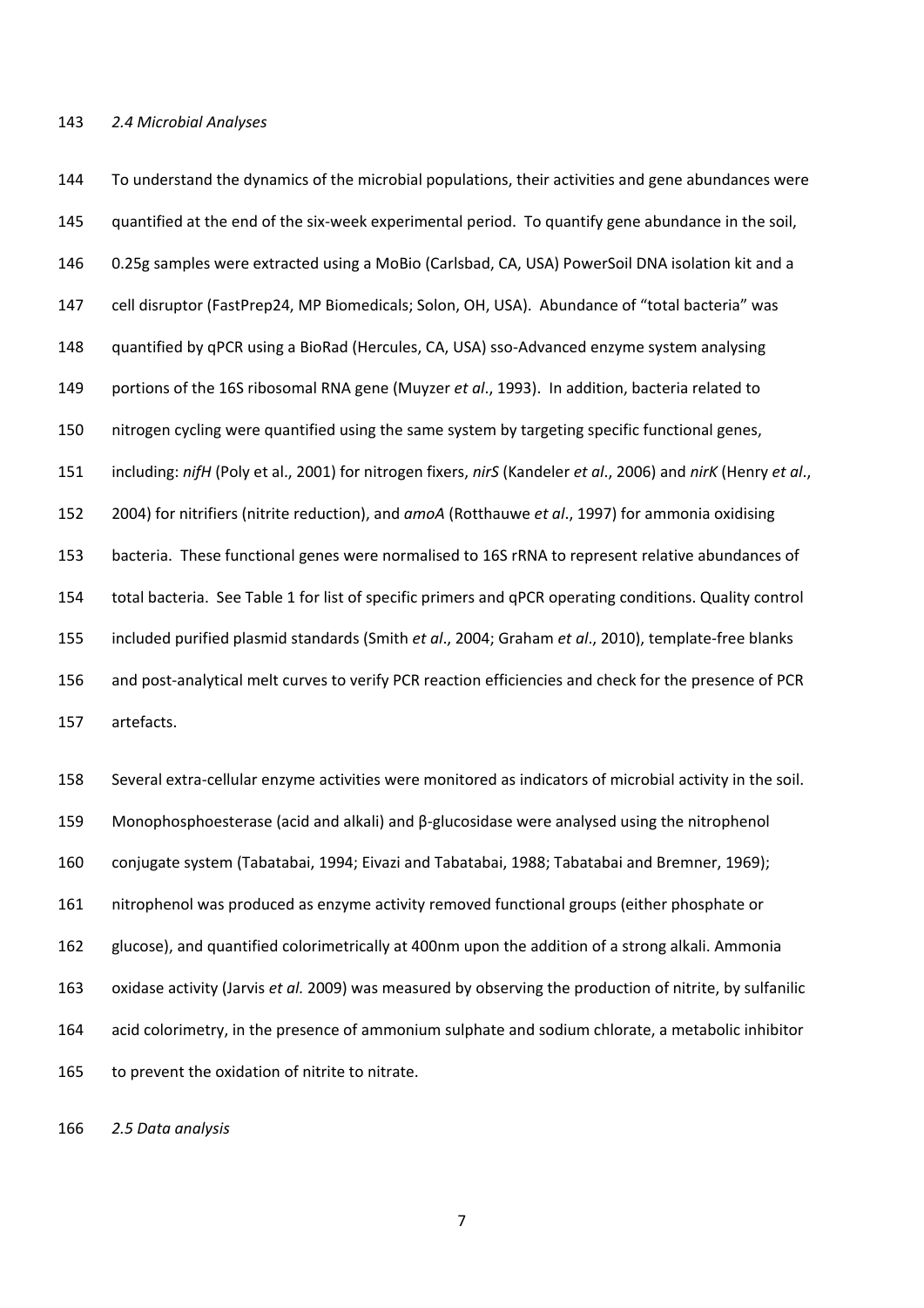*2.4 Microbial Analyses*

To understand the dynamics of the microbial populations, their activities and gene abundances were quantified at the end of the six-week experimental period. To quantify gene abundance in the soil, 0.25g samples were extracted using a MoBio (Carlsbad, CA, USA) PowerSoil DNA isolation kit and a cell disruptor (FastPrep24, MP Biomedicals; Solon, OH, USA). Abundance of "total bacteria" was quantified by qPCR using a BioRad (Hercules, CA, USA) sso-Advanced enzyme system analysing portions of the 16S ribosomal RNA gene (Muyzer *et al*., 1993). In addition, bacteria related to nitrogen cycling were quantified using the same system by targeting specific functional genes, including: *nifH* (Poly et al., 2001) for nitrogen fixers, *nirS* (Kandeler *et al*., 2006) and *nirK* (Henry *et al*., 2004) for nitrifiers (nitrite reduction), and *amoA* (Rotthauwe *et al*., 1997) for ammonia oxidising bacteria. These functional genes were normalised to 16S rRNA to represent relative abundances of total bacteria. See Table 1 for list of specific primers and qPCR operating conditions. Quality control included purified plasmid standards (Smith *et al*., 2004; Graham *et al*., 2010), template-free blanks and post-analytical melt curves to verify PCR reaction efficiencies and check for the presence of PCR artefacts.

Several extra-cellular enzyme activities were monitored as indicators of microbial activity in the soil. Monophosphoesterase (acid and alkali) and β-glucosidase were analysed using the nitrophenol conjugate system (Tabatabai, 1994; Eivazi and Tabatabai, 1988; Tabatabai and Bremner, 1969); nitrophenol was produced as enzyme activity removed functional groups (either phosphate or glucose), and quantified colorimetrically at 400nm upon the addition of a strong alkali. Ammonia oxidase activity (Jarvis *et al.* 2009) was measured by observing the production of nitrite, by sulfanilic acid colorimetry, in the presence of ammonium sulphate and sodium chlorate, a metabolic inhibitor to prevent the oxidation of nitrite to nitrate.

*2.5 Data analysis*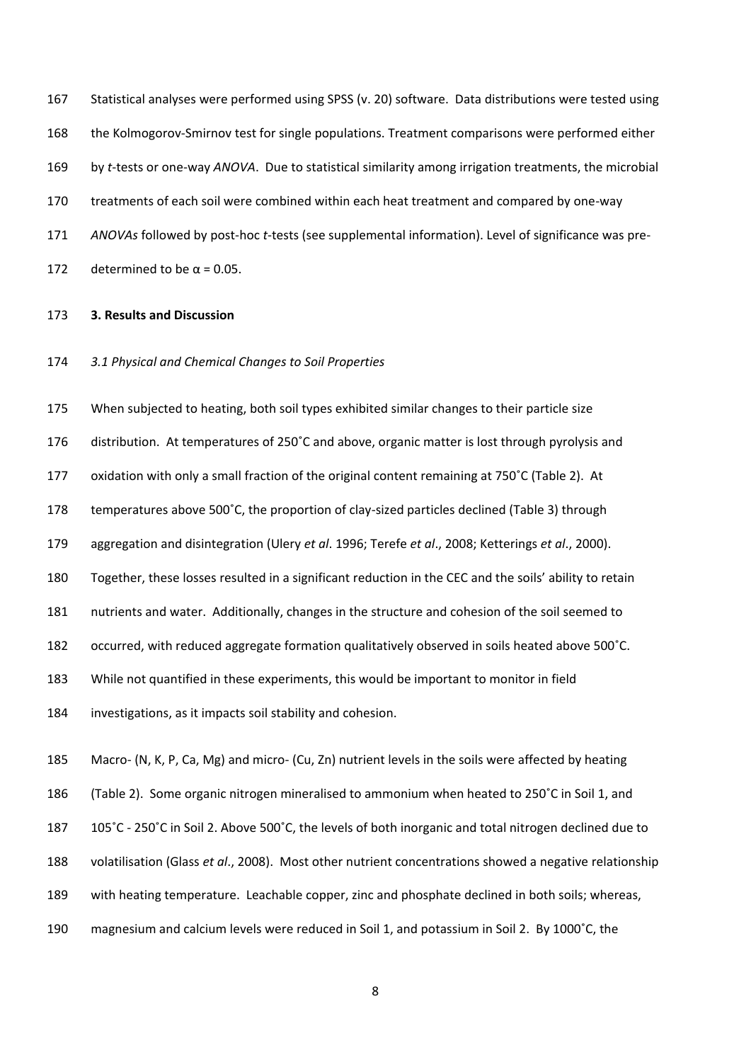Statistical analyses were performed using SPSS (v. 20) software. Data distributions were tested using the Kolmogorov-Smirnov test for single populations. Treatment comparisons were performed either by *t*-tests or one-way *ANOVA*. Due to statistical similarity among irrigation treatments, the microbial treatments of each soil were combined within each heat treatment and compared by one-way *ANOVAs* followed by post-hoc *t*-tests (see supplemental information). Level of significance was pre-determined to be $\alpha = 0.05$.

## 3. Results and Discussion

### *3.1 Physical and Chemical Changes to Soil Properties*

When subjected to heating, both soil types exhibited similar changes to their particle size distribution. At temperatures of 250˚C and above, organic matter is lost through pyrolysis and oxidation with only a small fraction of the original content remaining at 750˚C (Table 2). At temperatures above 500˚C, the proportion of clay-sized particles declined (Table 3) through aggregation and disintegration (Ulery *et al*. 1996; Terefe *et al*., 2008; Ketterings *et al*., 2000). Together, these losses resulted in a significant reduction in the CEC and the soils' ability to retain nutrients and water. Additionally, changes in the structure and cohesion of the soil seemed to occurred, with reduced aggregate formation qualitatively observed in soils heated above 500˚C. While not quantified in these experiments, this would be important to monitor in field investigations, as it impacts soil stability and cohesion.

Macro- (N, K, P, Ca, Mg) and micro- (Cu, Zn) nutrient levels in the soils were affected by heating (Table 2). Some organic nitrogen mineralised to ammonium when heated to 250˚C in Soil 1, and 105˚C - 250˚C in Soil 2. Above 500˚C, the levels of both inorganic and total nitrogen declined due to volatilisation (Glass *et al*., 2008). Most other nutrient concentrations showed a negative relationship with heating temperature. Leachable copper, zinc and phosphate declined in both soils; whereas, magnesium and calcium levels were reduced in Soil 1, and potassium in Soil 2. By 1000˚C, the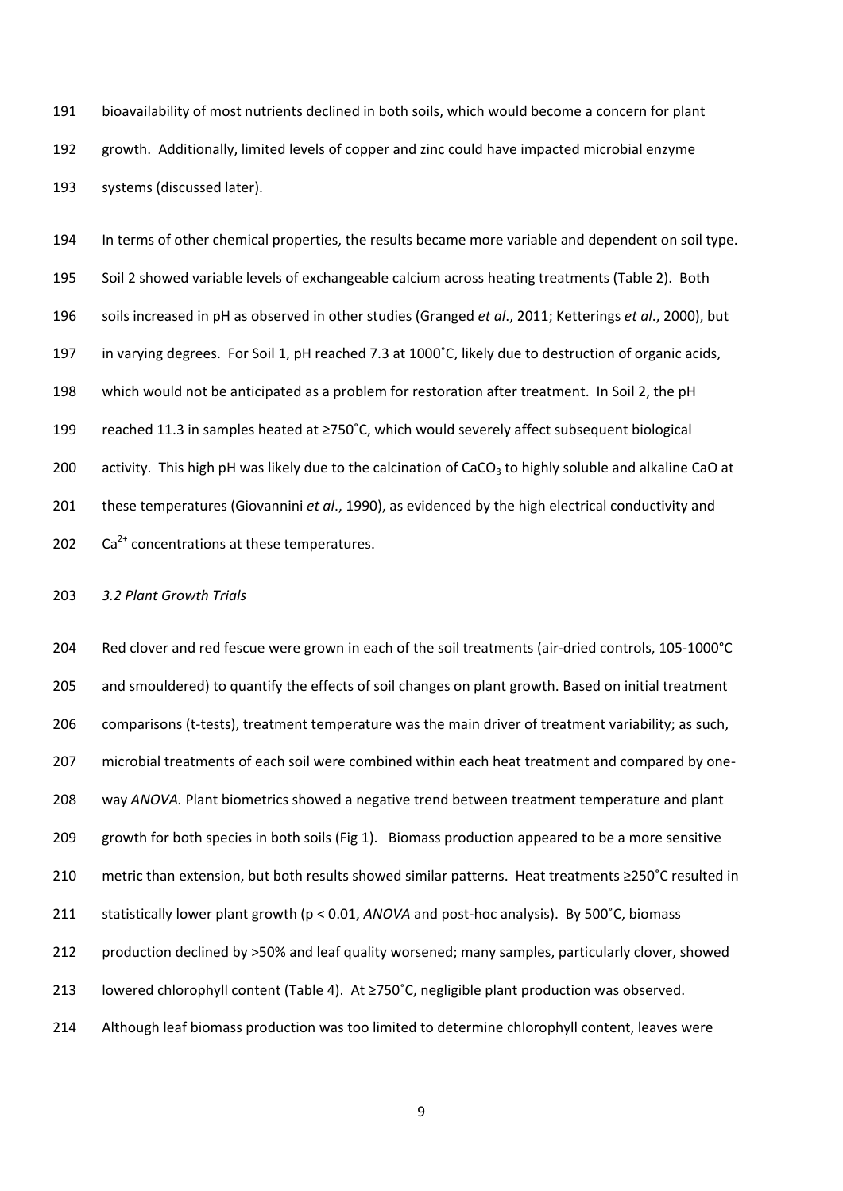bioavailability of most nutrients declined in both soils, which would become a concern for plant growth. Additionally, limited levels of copper and zinc could have impacted microbial enzyme systems (discussed later).

In terms of other chemical properties, the results became more variable and dependent on soil type. Soil 2 showed variable levels of exchangeable calcium across heating treatments (Table 2). Both soils increased in pH as observed in other studies (Granged *et al*., 2011; Ketterings *et al*., 2000), but in varying degrees. For Soil 1, pH reached 7.3 at 1000˚C, likely due to destruction of organic acids, which would not be anticipated as a problem for restoration after treatment. In Soil 2, the pH reached 11.3 in samples heated at ≥750˚C, which would severely affect subsequent biological activity. This high pH was likely due to the calcination of $CaCO_3$ to highly soluble and alkaline CaO at these temperatures (Giovannini *et al*., 1990), as evidenced by the high electrical conductivity and $Ca^{2+}$ concentrations at these temperatures.

### *3.2 Plant Growth Trials*

Red clover and red fescue were grown in each of the soil treatments (air-dried controls, 105-1000°C and smouldered) to quantify the effects of soil changes on plant growth. Based on initial treatment comparisons (t-tests), treatment temperature was the main driver of treatment variability; as such, microbial treatments of each soil were combined within each heat treatment and compared by one-way *ANOVA.* Plant biometrics showed a negative trend between treatment temperature and plant growth for both species in both soils (Fig 1). Biomass production appeared to be a more sensitive metric than extension, but both results showed similar patterns. Heat treatments ≥250˚C resulted in statistically lower plant growth ($p < 0.01$, *ANOVA* and post-hoc analysis). By 500˚C, biomass production declined by >50% and leaf quality worsened; many samples, particularly clover, showed lowered chlorophyll content (Table 4). At ≥750˚C, negligible plant production was observed. Although leaf biomass production was too limited to determine chlorophyll content, leaves were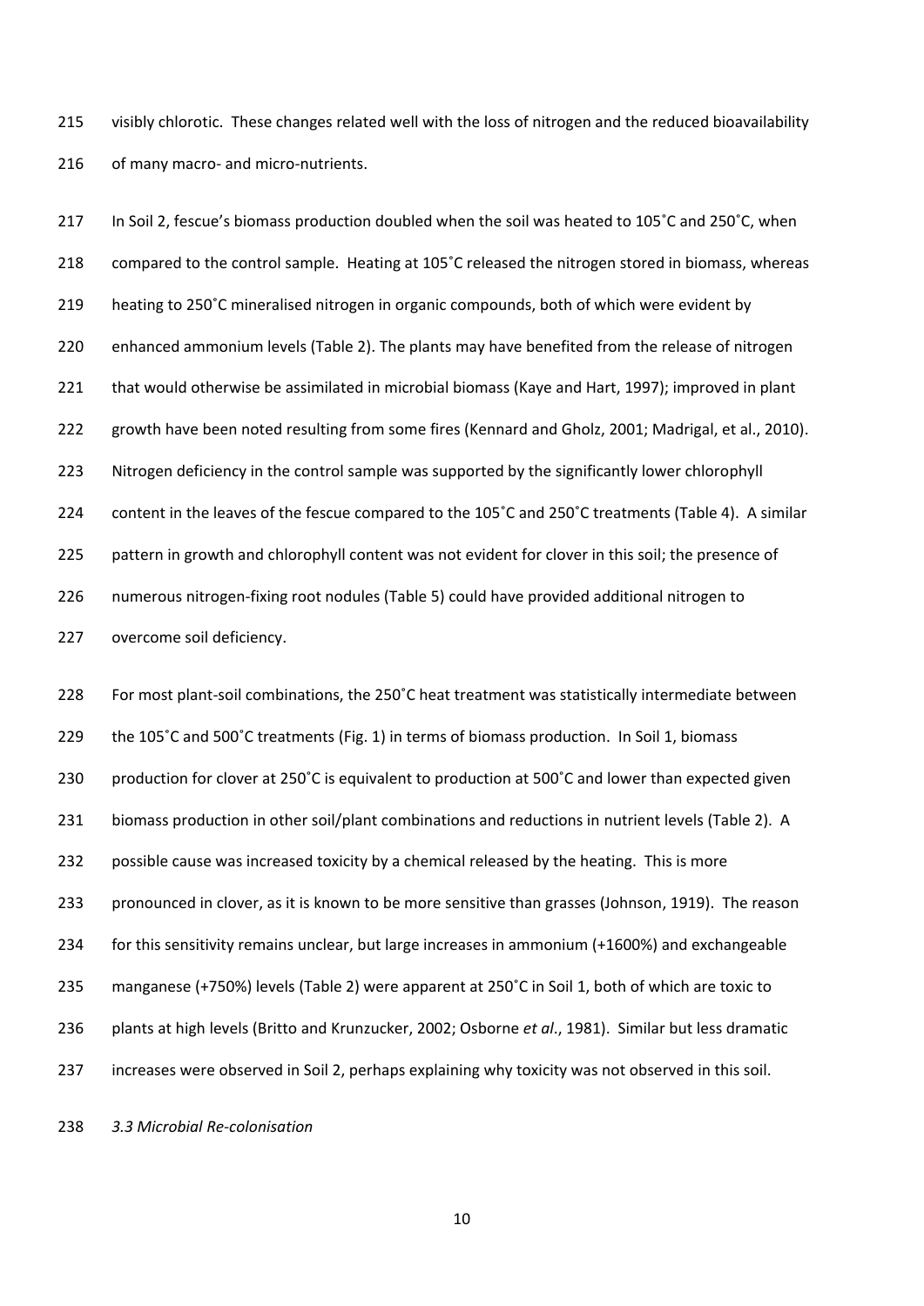visibly chlorotic. These changes related well with the loss of nitrogen and the reduced bioavailability of many macro- and micro-nutrients.

In Soil 2, fescue's biomass production doubled when the soil was heated to 105˚C and 250˚C, when compared to the control sample. Heating at 105˚C released the nitrogen stored in biomass, whereas heating to 250˚C mineralised nitrogen in organic compounds, both of which were evident by enhanced ammonium levels (Table 2). The plants may have benefited from the release of nitrogen that would otherwise be assimilated in microbial biomass (Kaye and Hart, 1997); improved in plant growth have been noted resulting from some fires (Kennard and Gholz, 2001; Madrigal, et al., 2010). Nitrogen deficiency in the control sample was supported by the significantly lower chlorophyll content in the leaves of the fescue compared to the 105˚C and 250˚C treatments (Table 4). A similar pattern in growth and chlorophyll content was not evident for clover in this soil; the presence of numerous nitrogen-fixing root nodules (Table 5) could have provided additional nitrogen to overcome soil deficiency.

For most plant-soil combinations, the 250˚C heat treatment was statistically intermediate between the 105˚C and 500˚C treatments (Fig. 1) in terms of biomass production. In Soil 1, biomass production for clover at 250˚C is equivalent to production at 500˚C and lower than expected given biomass production in other soil/plant combinations and reductions in nutrient levels (Table 2). A possible cause was increased toxicity by a chemical released by the heating. This is more pronounced in clover, as it is known to be more sensitive than grasses (Johnson, 1919). The reason for this sensitivity remains unclear, but large increases in ammonium (+1600%) and exchangeable manganese (+750%) levels (Table 2) were apparent at 250˚C in Soil 1, both of which are toxic to plants at high levels (Britto and Krunzucker, 2002; Osborne *et al*., 1981). Similar but less dramatic increases were observed in Soil 2, perhaps explaining why toxicity was not observed in this soil.

### *3.3 Microbial Re-colonisation*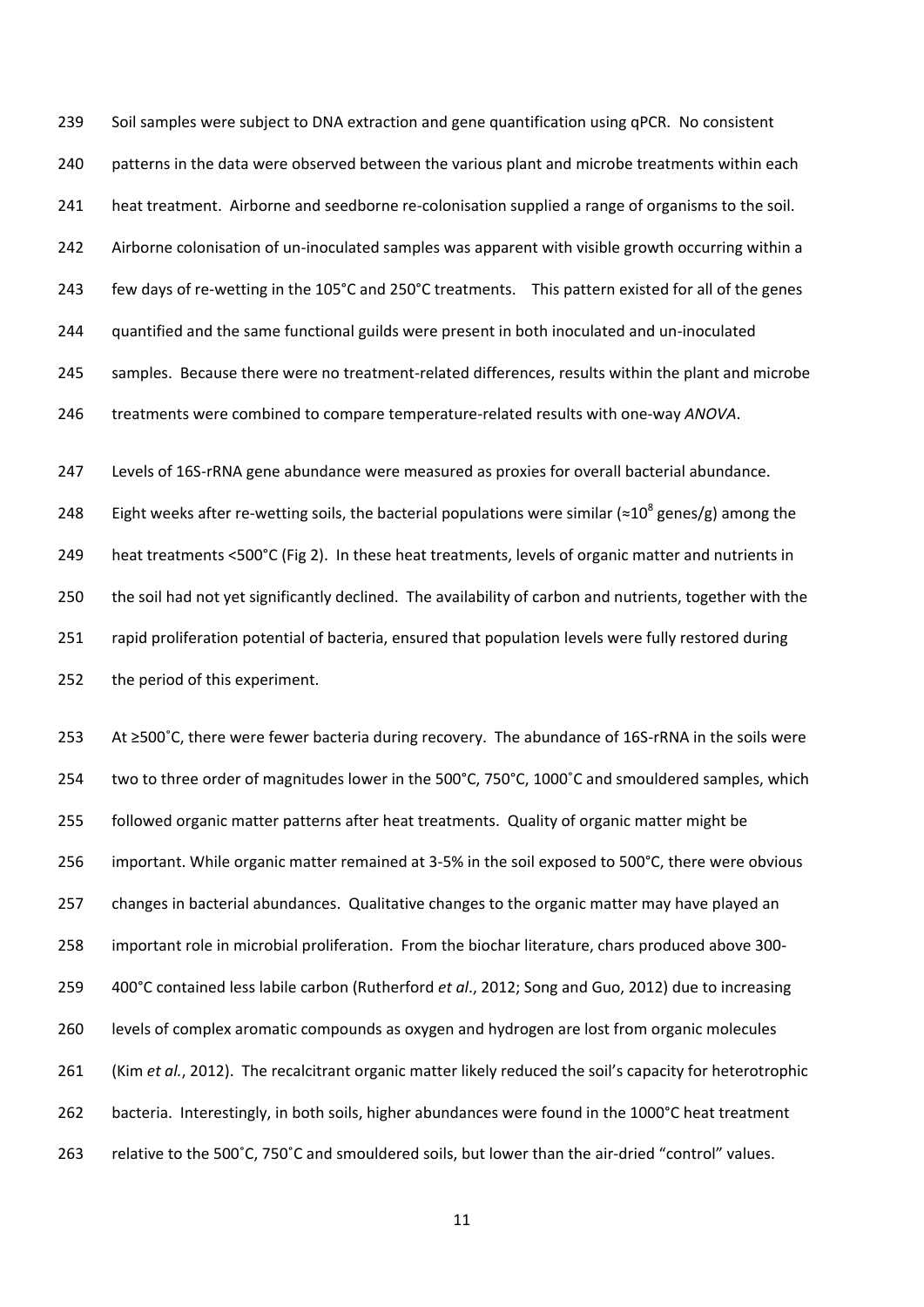Soil samples were subject to DNA extraction and gene quantification using qPCR. No consistent patterns in the data were observed between the various plant and microbe treatments within each heat treatment. Airborne and seedborne re-colonisation supplied a range of organisms to the soil. Airborne colonisation of un-inoculated samples was apparent with visible growth occurring within a few days of re-wetting in the 105°C and 250°C treatments. This pattern existed for all of the genes quantified and the same functional guilds were present in both inoculated and un-inoculated samples. Because there were no treatment-related differences, results within the plant and microbe treatments were combined to compare temperature-related results with one-way *ANOVA*.

Levels of 16S-rRNA gene abundance were measured as proxies for overall bacterial abundance. Eight weeks after re-wetting soils, the bacterial populations were similar ($\approx 10^8$ genes/g) among the heat treatments <500°C (Fig 2). In these heat treatments, levels of organic matter and nutrients in the soil had not yet significantly declined. The availability of carbon and nutrients, together with the rapid proliferation potential of bacteria, ensured that population levels were fully restored during the period of this experiment.

At ≥500˚C, there were fewer bacteria during recovery. The abundance of 16S-rRNA in the soils were two to three order of magnitudes lower in the 500°C, 750°C, 1000˚C and smouldered samples, which followed organic matter patterns after heat treatments. Quality of organic matter might be important. While organic matter remained at 3-5% in the soil exposed to 500°C, there were obvious changes in bacterial abundances. Qualitative changes to the organic matter may have played an important role in microbial proliferation. From the biochar literature, chars produced above 300-400°C contained less labile carbon (Rutherford *et al*., 2012; Song and Guo, 2012) due to increasing levels of complex aromatic compounds as oxygen and hydrogen are lost from organic molecules (Kim *et al.*, 2012). The recalcitrant organic matter likely reduced the soil's capacity for heterotrophic bacteria. Interestingly, in both soils, higher abundances were found in the 1000°C heat treatment relative to the 500˚C, 750˚C and smouldered soils, but lower than the air-dried "control" values.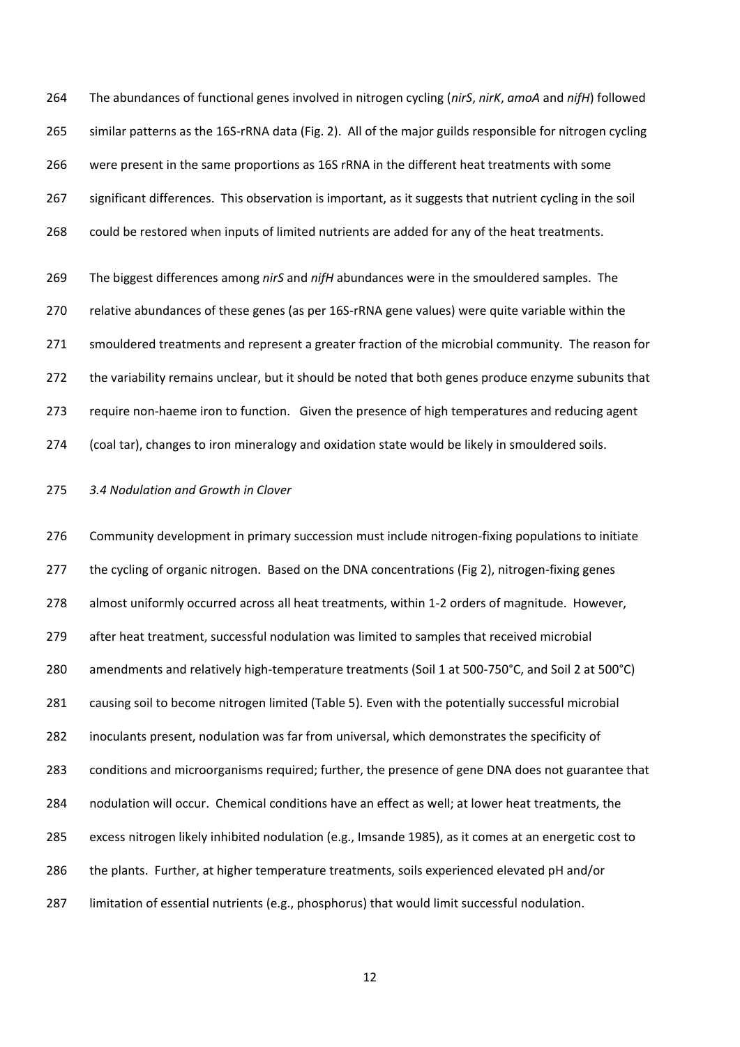The abundances of functional genes involved in nitrogen cycling (*nirS*, *nirK*, *amoA* and *nifH*) followed similar patterns as the 16S-rRNA data (Fig. 2). All of the major guilds responsible for nitrogen cycling were present in the same proportions as 16S rRNA in the different heat treatments with some significant differences. This observation is important, as it suggests that nutrient cycling in the soil could be restored when inputs of limited nutrients are added for any of the heat treatments.

The biggest differences among *nirS* and *nifH* abundances were in the smouldered samples. The relative abundances of these genes (as per 16S-rRNA gene values) were quite variable within the smouldered treatments and represent a greater fraction of the microbial community. The reason for the variability remains unclear, but it should be noted that both genes produce enzyme subunits that require non-haeme iron to function. Given the presence of high temperatures and reducing agent (coal tar), changes to iron mineralogy and oxidation state would be likely in smouldered soils.

### *3.4 Nodulation and Growth in Clover*

Community development in primary succession must include nitrogen-fixing populations to initiate the cycling of organic nitrogen. Based on the DNA concentrations (Fig 2), nitrogen-fixing genes almost uniformly occurred across all heat treatments, within 1-2 orders of magnitude. However, after heat treatment, successful nodulation was limited to samples that received microbial amendments and relatively high-temperature treatments (Soil 1 at 500-750°C, and Soil 2 at 500°C) causing soil to become nitrogen limited (Table 5). Even with the potentially successful microbial inoculants present, nodulation was far from universal, which demonstrates the specificity of conditions and microorganisms required; further, the presence of gene DNA does not guarantee that nodulation will occur. Chemical conditions have an effect as well; at lower heat treatments, the excess nitrogen likely inhibited nodulation (e.g., Imsande 1985), as it comes at an energetic cost to the plants. Further, at higher temperature treatments, soils experienced elevated pH and/or limitation of essential nutrients (e.g., phosphorus) that would limit successful nodulation.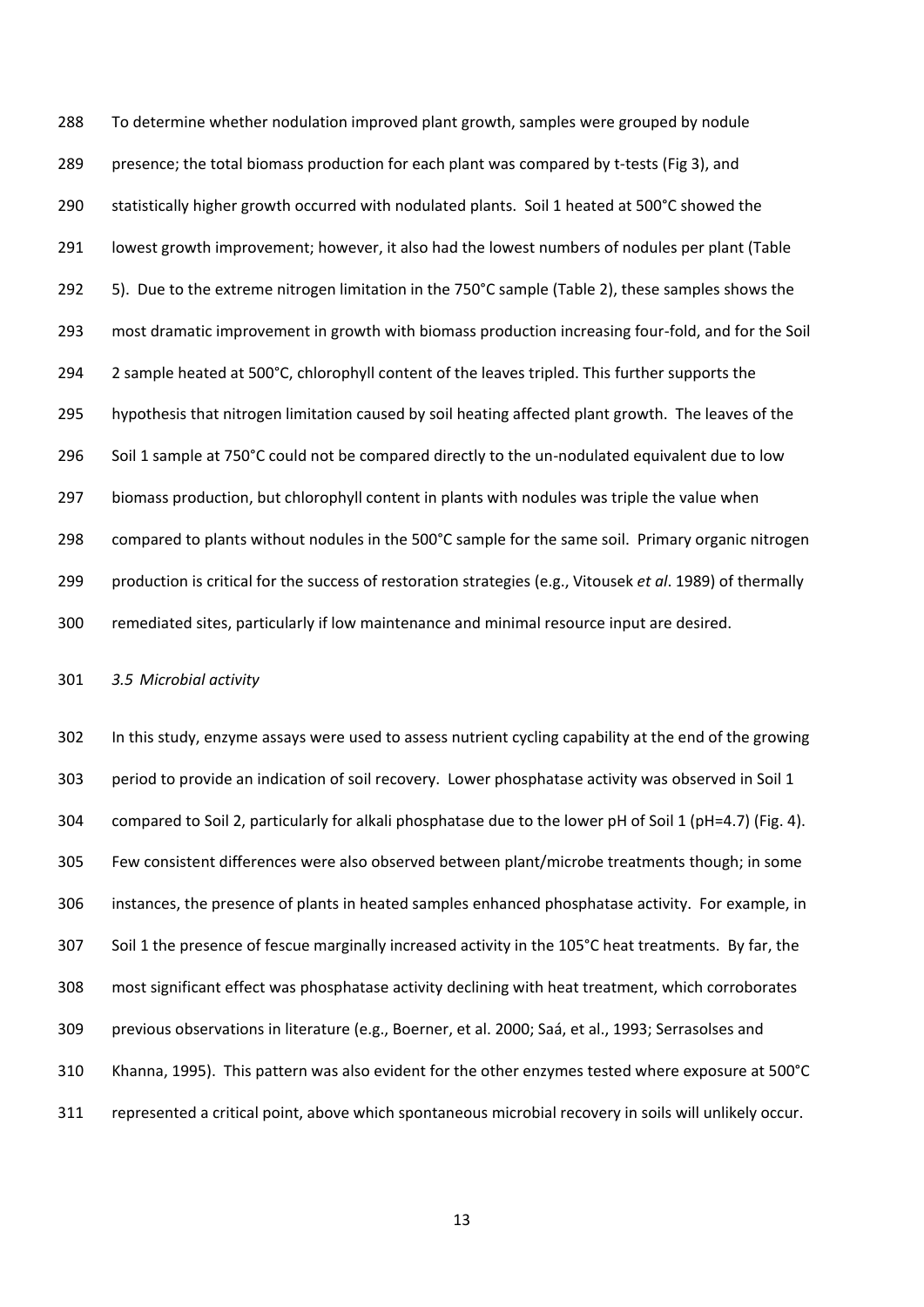To determine whether nodulation improved plant growth, samples were grouped by nodule presence; the total biomass production for each plant was compared by t-tests (Fig 3), and statistically higher growth occurred with nodulated plants. Soil 1 heated at 500°C showed the lowest growth improvement; however, it also had the lowest numbers of nodules per plant (Table 5). Due to the extreme nitrogen limitation in the 750°C sample (Table 2), these samples shows the most dramatic improvement in growth with biomass production increasing four-fold, and for the Soil 2 sample heated at 500°C, chlorophyll content of the leaves tripled. This further supports the hypothesis that nitrogen limitation caused by soil heating affected plant growth. The leaves of the Soil 1 sample at 750°C could not be compared directly to the un-nodulated equivalent due to low biomass production, but chlorophyll content in plants with nodules was triple the value when compared to plants without nodules in the 500°C sample for the same soil. Primary organic nitrogen production is critical for the success of restoration strategies (e.g., Vitousek *et al*. 1989) of thermally remediated sites, particularly if low maintenance and minimal resource input are desired.

### *3.5 Microbial activity*

In this study, enzyme assays were used to assess nutrient cycling capability at the end of the growing period to provide an indication of soil recovery. Lower phosphatase activity was observed in Soil 1 compared to Soil 2, particularly for alkali phosphatase due to the lower pH of Soil 1 (pH=4.7) (Fig. 4). Few consistent differences were also observed between plant/microbe treatments though; in some instances, the presence of plants in heated samples enhanced phosphatase activity. For example, in Soil 1 the presence of fescue marginally increased activity in the 105°C heat treatments. By far, the most significant effect was phosphatase activity declining with heat treatment, which corroborates previous observations in literature (e.g., Boerner, et al. 2000; Saá, et al., 1993; Serrasolses and Khanna, 1995). This pattern was also evident for the other enzymes tested where exposure at 500°C represented a critical point, above which spontaneous microbial recovery in soils will unlikely occur.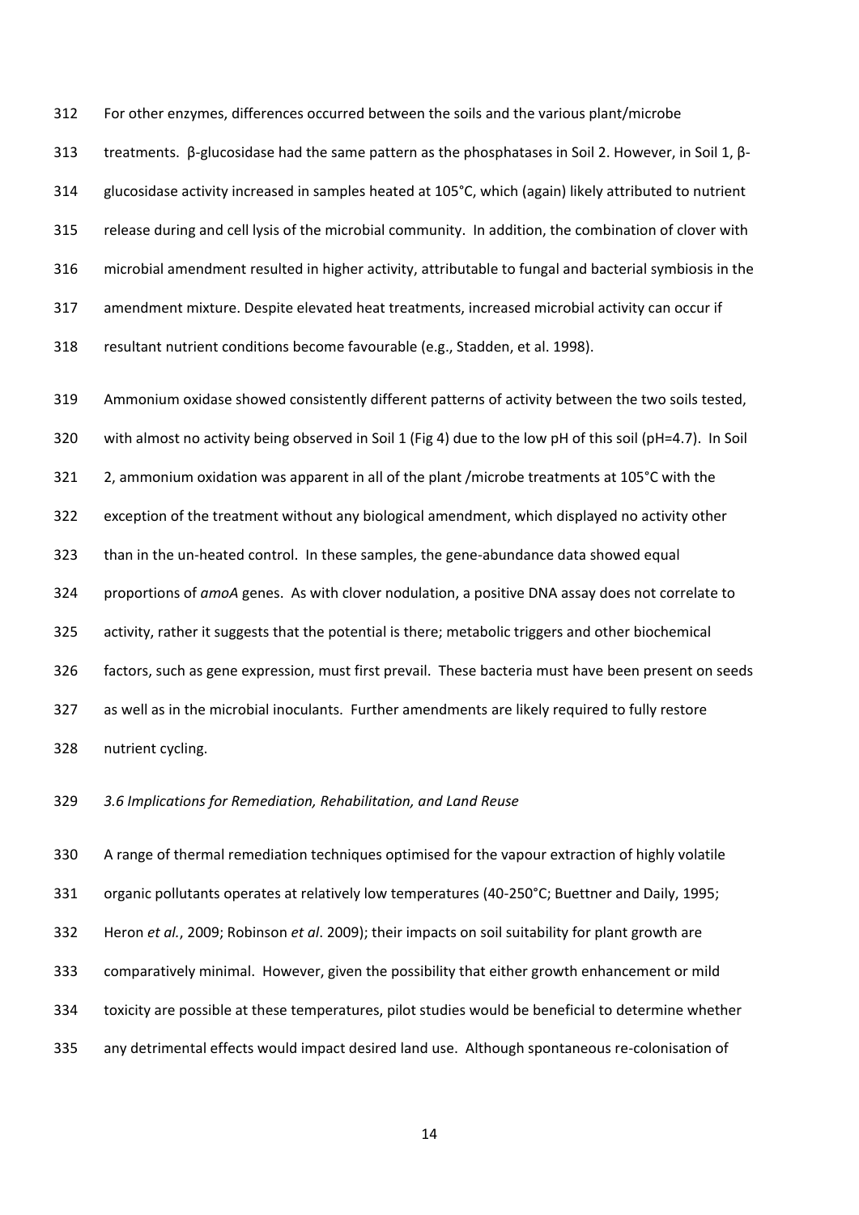For other enzymes, differences occurred between the soils and the various plant/microbe treatments. β-glucosidase had the same pattern as the phosphatases in Soil 2. However, in Soil 1, β-glucosidase activity increased in samples heated at 105°C, which (again) likely attributed to nutrient release during and cell lysis of the microbial community. In addition, the combination of clover with microbial amendment resulted in higher activity, attributable to fungal and bacterial symbiosis in the amendment mixture. Despite elevated heat treatments, increased microbial activity can occur if resultant nutrient conditions become favourable (e.g., Stadden, et al. 1998).

Ammonium oxidase showed consistently different patterns of activity between the two soils tested, with almost no activity being observed in Soil 1 (Fig 4) due to the low pH of this soil (pH=4.7). In Soil 2, ammonium oxidation was apparent in all of the plant /microbe treatments at 105°C with the exception of the treatment without any biological amendment, which displayed no activity other than in the un-heated control. In these samples, the gene-abundance data showed equal proportions of *amoA* genes. As with clover nodulation, a positive DNA assay does not correlate to activity, rather it suggests that the potential is there; metabolic triggers and other biochemical factors, such as gene expression, must first prevail. These bacteria must have been present on seeds as well as in the microbial inoculants. Further amendments are likely required to fully restore nutrient cycling.

### *3.6 Implications for Remediation, Rehabilitation, and Land Reuse*

A range of thermal remediation techniques optimised for the vapour extraction of highly volatile organic pollutants operates at relatively low temperatures (40-250°C; Buettner and Daily, 1995; Heron *et al.*, 2009; Robinson *et al*. 2009); their impacts on soil suitability for plant growth are comparatively minimal. However, given the possibility that either growth enhancement or mild toxicity are possible at these temperatures, pilot studies would be beneficial to determine whether any detrimental effects would impact desired land use. Although spontaneous re-colonisation of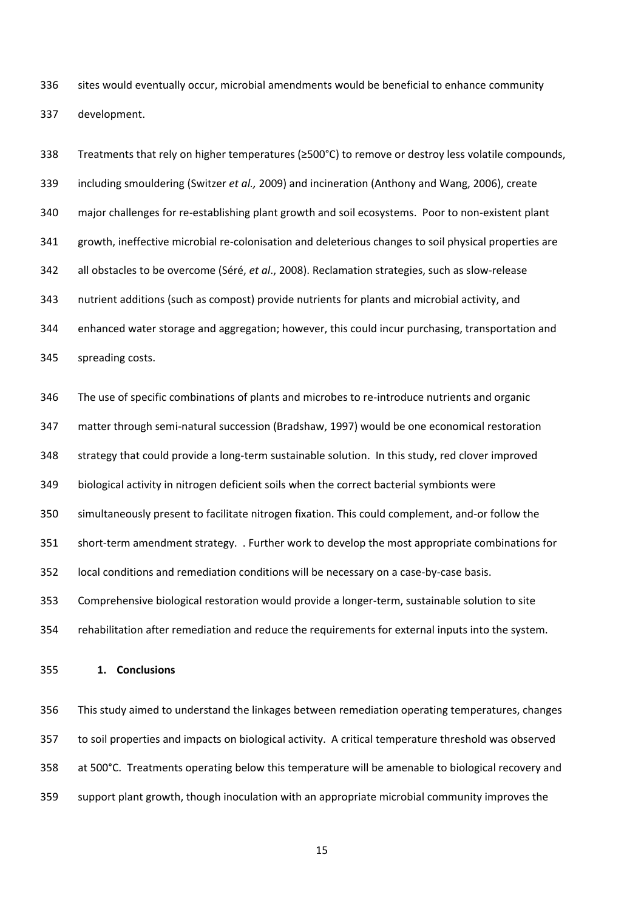sites would eventually occur, microbial amendments would be beneficial to enhance community development.

Treatments that rely on higher temperatures (≥500°C) to remove or destroy less volatile compounds, including smouldering (Switzer *et al.,* 2009) and incineration (Anthony and Wang, 2006), create major challenges for re-establishing plant growth and soil ecosystems. Poor to non-existent plant growth, ineffective microbial re-colonisation and deleterious changes to soil physical properties are all obstacles to be overcome (Séré, *et al*., 2008). Reclamation strategies, such as slow-release nutrient additions (such as compost) provide nutrients for plants and microbial activity, and enhanced water storage and aggregation; however, this could incur purchasing, transportation and spreading costs.

The use of specific combinations of plants and microbes to re-introduce nutrients and organic matter through semi-natural succession (Bradshaw, 1997) would be one economical restoration strategy that could provide a long-term sustainable solution. In this study, red clover improved biological activity in nitrogen deficient soils when the correct bacterial symbionts were simultaneously present to facilitate nitrogen fixation. This could complement, and-or follow the short-term amendment strategy. . Further work to develop the most appropriate combinations for local conditions and remediation conditions will be necessary on a case-by-case basis. Comprehensive biological restoration would provide a longer-term, sustainable solution to site rehabilitation after remediation and reduce the requirements for external inputs into the system.

## 1. Conclusions

This study aimed to understand the linkages between remediation operating temperatures, changes to soil properties and impacts on biological activity. A critical temperature threshold was observed at 500°C. Treatments operating below this temperature will be amenable to biological recovery and support plant growth, though inoculation with an appropriate microbial community improves the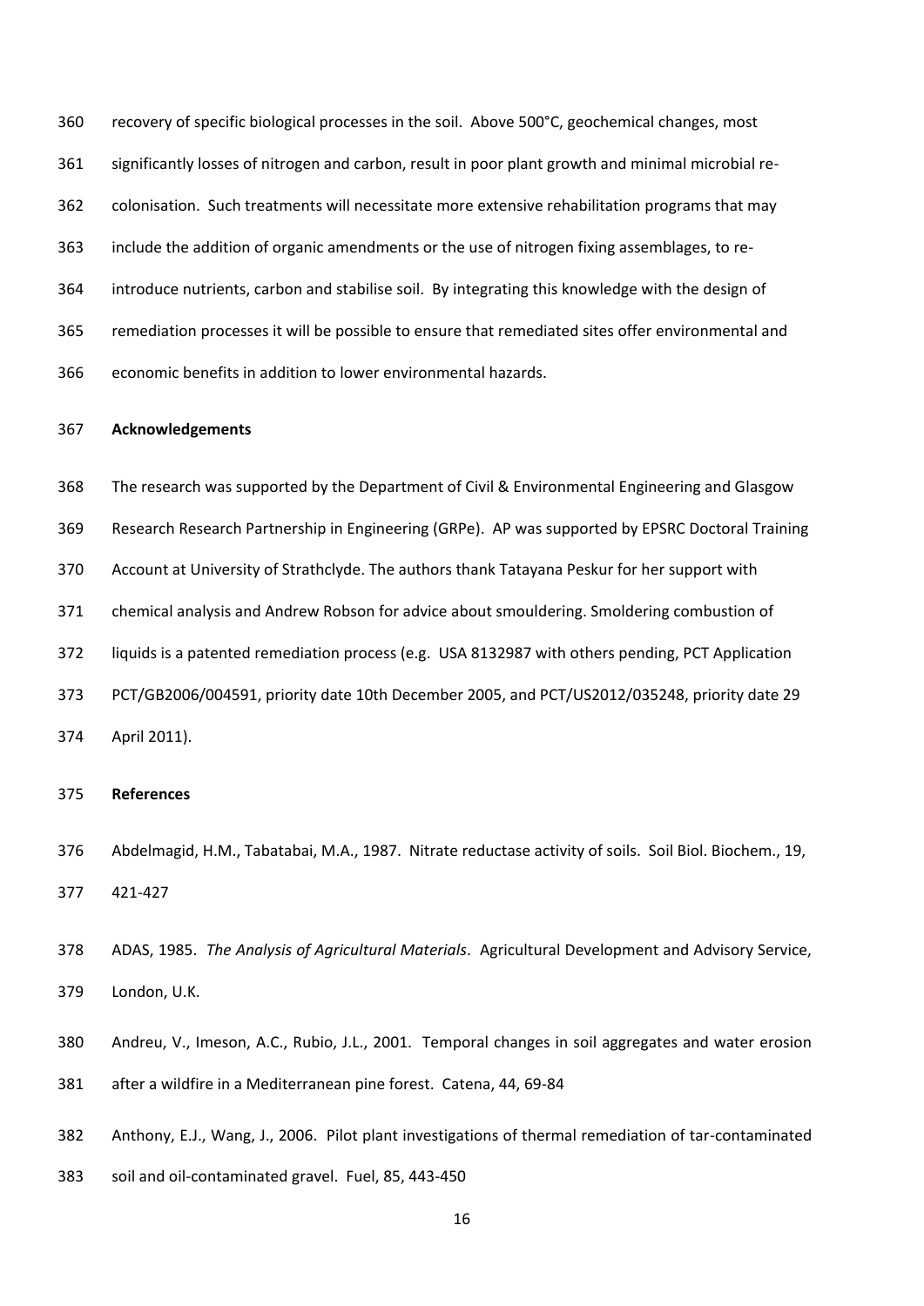recovery of specific biological processes in the soil. Above 500°C, geochemical changes, most significantly losses of nitrogen and carbon, result in poor plant growth and minimal microbial re-colonisation. Such treatments will necessitate more extensive rehabilitation programs that may include the addition of organic amendments or the use of nitrogen fixing assemblages, to re-introduce nutrients, carbon and stabilise soil. By integrating this knowledge with the design of remediation processes it will be possible to ensure that remediated sites offer environmental and economic benefits in addition to lower environmental hazards.

## Acknowledgements

The research was supported by the Department of Civil & Environmental Engineering and Glasgow Research Research Partnership in Engineering (GRPe). AP was supported by EPSRC Doctoral Training Account at University of Strathclyde. The authors thank Tatayana Peskur for her support with chemical analysis and Andrew Robson for advice about smouldering. Smoldering combustion of liquids is a patented remediation process (e.g. USA 8132987 with others pending, PCT Application PCT/GB2006/004591, priority date 10th December 2005, and PCT/US2012/035248, priority date 29 April 2011).

## References

Abdelmagid, H.M., Tabatabai, M.A., 1987. Nitrate reductase activity of soils. Soil Biol. Biochem., 19, 421-427

ADAS, 1985. *The Analysis of Agricultural Materials*. Agricultural Development and Advisory Service, London, U.K.

Andreu, V., Imeson, A.C., Rubio, J.L., 2001. Temporal changes in soil aggregates and water erosion after a wildfire in a Mediterranean pine forest. Catena, 44, 69-84

Anthony, E.J., Wang, J., 2006. Pilot plant investigations of thermal remediation of tar-contaminated soil and oil-contaminated gravel. Fuel, 85, 443-450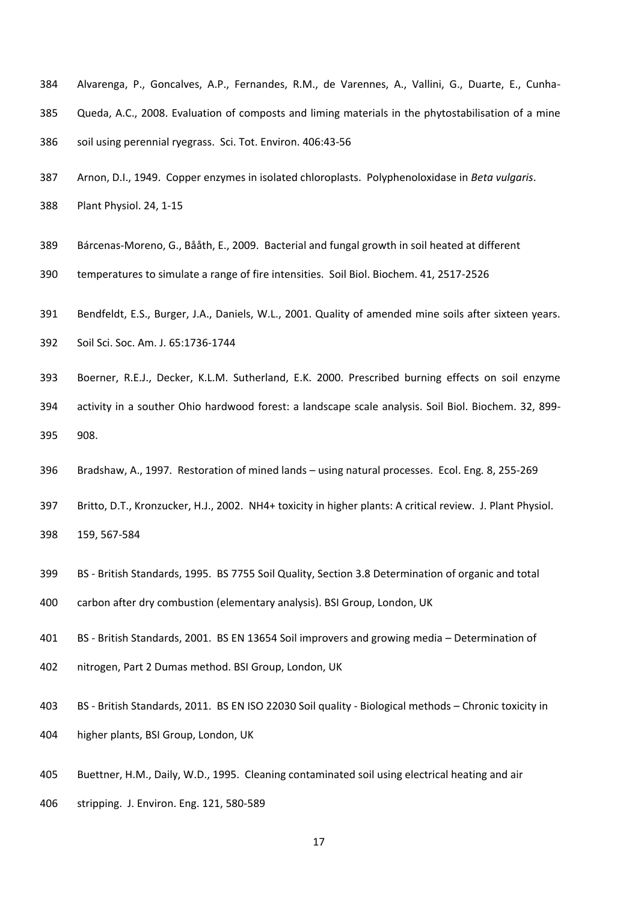Alvarenga, P., Goncalves, A.P., Fernandes, R.M., de Varennes, A., Vallini, G., Duarte, E., Cunha-Queda, A.C., 2008. Evaluation of composts and liming materials in the phytostabilisation of a mine soil using perennial ryegrass. Sci. Tot. Environ. 406:43-56

Arnon, D.I., 1949. Copper enzymes in isolated chloroplasts. Polyphenoloxidase in *Beta vulgaris*. Plant Physiol. 24, 1-15

Bárcenas-Moreno, G., Bååth, E., 2009. Bacterial and fungal growth in soil heated at different temperatures to simulate a range of fire intensities. Soil Biol. Biochem. 41, 2517-2526

Bendfeldt, E.S., Burger, J.A., Daniels, W.L., 2001. Quality of amended mine soils after sixteen years. Soil Sci. Soc. Am. J. 65:1736-1744

Boerner, R.E.J., Decker, K.L.M. Sutherland, E.K. 2000. Prescribed burning effects on soil enzyme activity in a souther Ohio hardwood forest: a landscape scale analysis. Soil Biol. Biochem. 32, 899-908.

Bradshaw, A., 1997. Restoration of mined lands – using natural processes. Ecol. Eng. 8, 255-269

Britto, D.T., Kronzucker, H.J., 2002. NH4+ toxicity in higher plants: A critical review. J. Plant Physiol. 159, 567-584

BS - British Standards, 1995. BS 7755 Soil Quality, Section 3.8 Determination of organic and total carbon after dry combustion (elementary analysis). BSI Group, London, UK

BS - British Standards, 2001. BS EN 13654 Soil improvers and growing media – Determination of nitrogen, Part 2 Dumas method. BSI Group, London, UK

BS - British Standards, 2011. BS EN ISO 22030 Soil quality - Biological methods – Chronic toxicity in higher plants, BSI Group, London, UK

Buettner, H.M., Daily, W.D., 1995. Cleaning contaminated soil using electrical heating and air stripping. J. Environ. Eng. 121, 580-589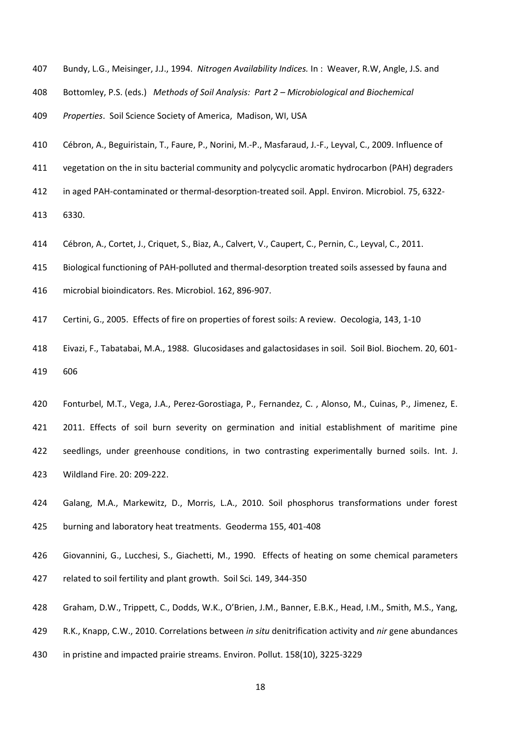Bundy, L.G., Meisinger, J.J., 1994. *Nitrogen Availability Indices.* In : Weaver, R.W, Angle, J.S. and Bottomley, P.S. (eds.) *Methods of Soil Analysis: Part 2 – Microbiological and Biochemical Properties*. Soil Science Society of America, Madison, WI, USA

Cébron, A., Beguiristain, T., Faure, P., Norini, M.-P., Masfaraud, J.-F., Leyval, C., 2009. Influence of vegetation on the in situ bacterial community and polycyclic aromatic hydrocarbon (PAH) degraders in aged PAH-contaminated or thermal-desorption-treated soil. Appl. Environ. Microbiol. 75, 6322-6330.

Cébron, A., Cortet, J., Criquet, S., Biaz, A., Calvert, V., Caupert, C., Pernin, C., Leyval, C., 2011. Biological functioning of PAH-polluted and thermal-desorption treated soils assessed by fauna and microbial bioindicators. Res. Microbiol. 162, 896-907.

Certini, G., 2005. Effects of fire on properties of forest soils: A review. Oecologia, 143, 1-10

Eivazi, F., Tabatabai, M.A., 1988. Glucosidases and galactosidases in soil. Soil Biol. Biochem. 20, 601-606

Fonturbel, M.T., Vega, J.A., Perez-Gorostiaga, P., Fernandez, C. , Alonso, M., Cuinas, P., Jimenez, E. 2011. Effects of soil burn severity on germination and initial establishment of maritime pine seedlings, under greenhouse conditions, in two contrasting experimentally burned soils. Int. J. Wildland Fire. 20: 209-222.

Galang, M.A., Markewitz, D., Morris, L.A., 2010. Soil phosphorus transformations under forest burning and laboratory heat treatments. Geoderma 155, 401-408

Giovannini, G., Lucchesi, S., Giachetti, M., 1990. Effects of heating on some chemical parameters related to soil fertility and plant growth. Soil Sci. 149, 344-350

Graham, D.W., Trippett, C., Dodds, W.K., O'Brien, J.M., Banner, E.B.K., Head, I.M., Smith, M.S., Yang, R.K., Knapp, C.W., 2010. Correlations between *in situ* denitrification activity and *nir* gene abundances in pristine and impacted prairie streams. Environ. Pollut. 158(10), 3225-3229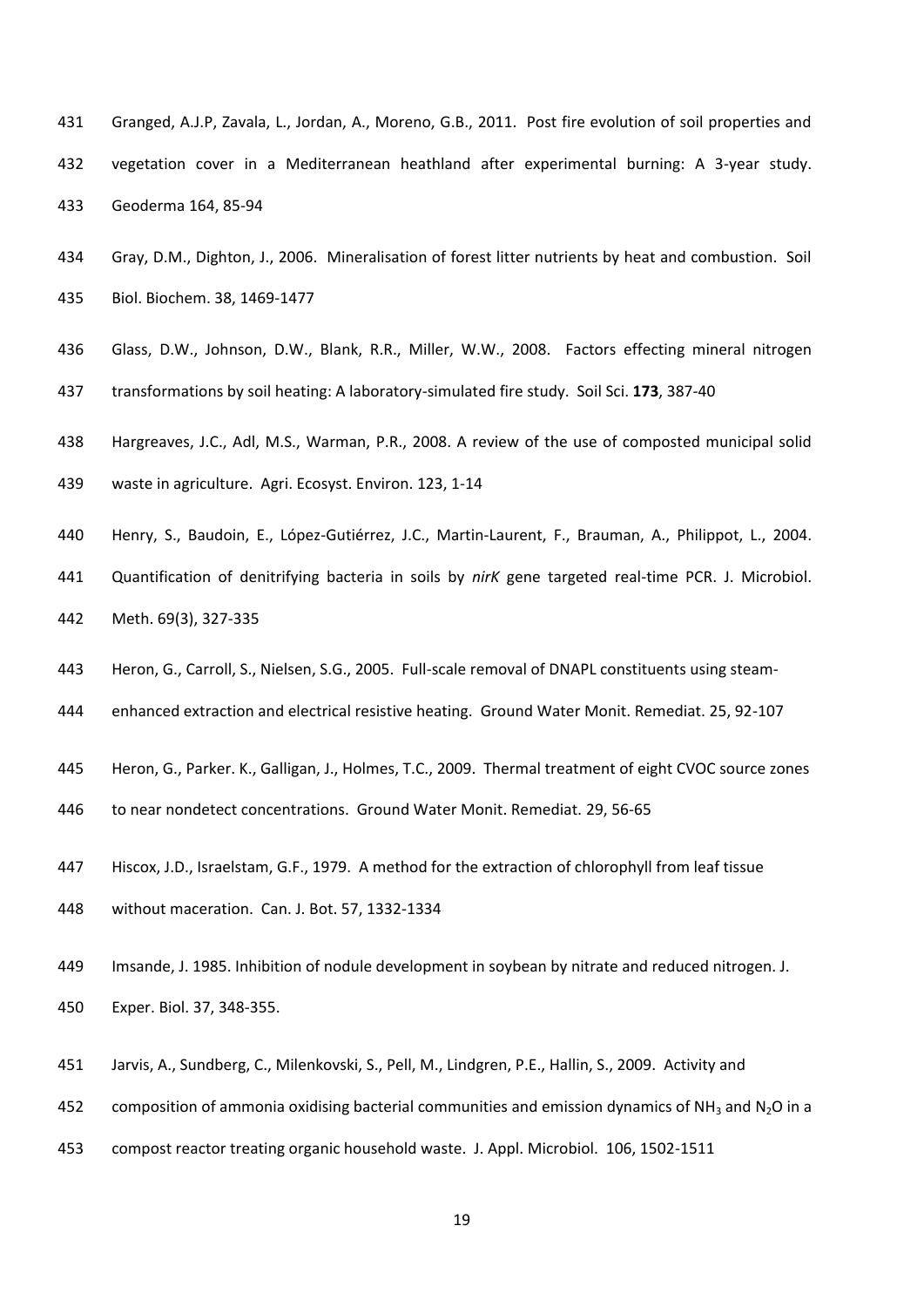Granged, A.J.P, Zavala, L., Jordan, A., Moreno, G.B., 2011. Post fire evolution of soil properties and vegetation cover in a Mediterranean heathland after experimental burning: A 3-year study. Geoderma 164, 85-94

Gray, D.M., Dighton, J., 2006. Mineralisation of forest litter nutrients by heat and combustion. Soil Biol. Biochem. 38, 1469-1477

Glass, D.W., Johnson, D.W., Blank, R.R., Miller, W.W., 2008. Factors effecting mineral nitrogen transformations by soil heating: A laboratory-simulated fire study. Soil Sci. **173**, 387-40

Hargreaves, J.C., Adl, M.S., Warman, P.R., 2008. A review of the use of composted municipal solid waste in agriculture. Agri. Ecosyst. Environ. 123, 1-14

Henry, S., Baudoin, E., López-Gutiérrez, J.C., Martin-Laurent, F., Brauman, A., Philippot, L., 2004. Quantification of denitrifying bacteria in soils by *nirK* gene targeted real-time PCR. J. Microbiol. Meth. 69(3), 327-335

Heron, G., Carroll, S., Nielsen, S.G., 2005. Full-scale removal of DNAPL constituents using steam-enhanced extraction and electrical resistive heating. Ground Water Monit. Remediat. 25, 92-107

Heron, G., Parker. K., Galligan, J., Holmes, T.C., 2009. Thermal treatment of eight CVOC source zones to near nondetect concentrations. Ground Water Monit. Remediat. 29, 56-65

Hiscox, J.D., Israelstam, G.F., 1979. A method for the extraction of chlorophyll from leaf tissue without maceration. Can. J. Bot. 57, 1332-1334

Imsande, J. 1985. Inhibition of nodule development in soybean by nitrate and reduced nitrogen. J. Exper. Biol. 37, 348-355.

Jarvis, A., Sundberg, C., Milenkovski, S., Pell, M., Lindgren, P.E., Hallin, S., 2009. Activity and composition of ammonia oxidising bacterial communities and emission dynamics of $NH_3$ and $N_2O$ in a compost reactor treating organic household waste. J. Appl. Microbiol. 106, 1502-1511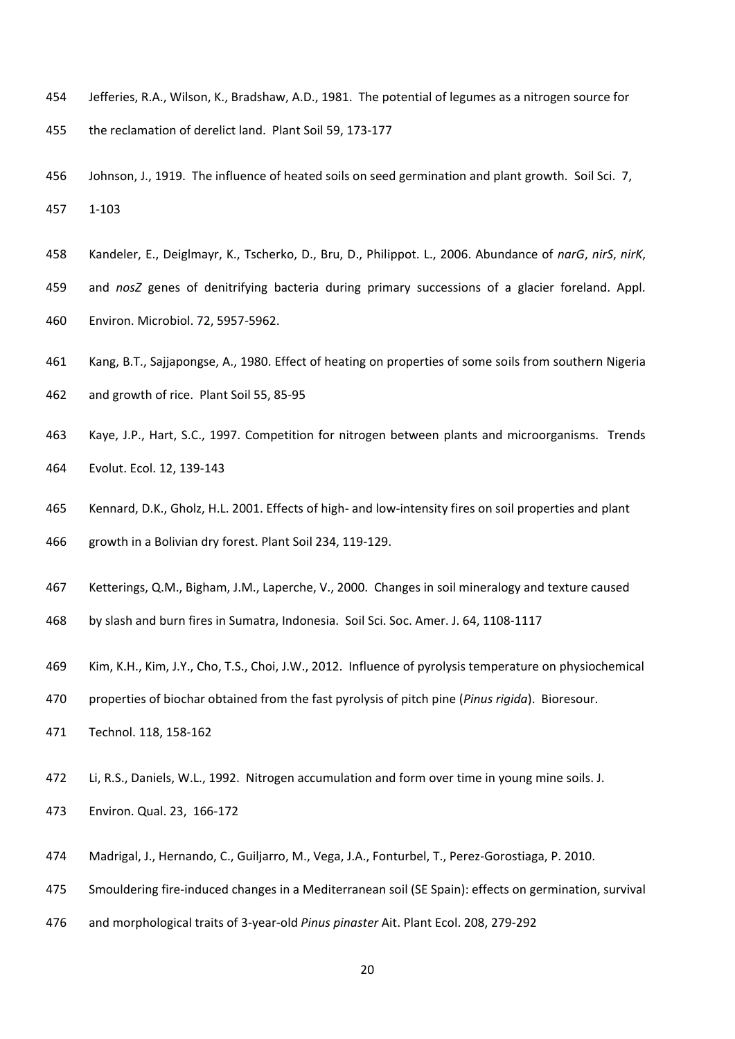Jefferies, R.A., Wilson, K., Bradshaw, A.D., 1981. The potential of legumes as a nitrogen source for the reclamation of derelict land. Plant Soil 59, 173-177

Johnson, J., 1919. The influence of heated soils on seed germination and plant growth. Soil Sci. 7, 1-103

Kandeler, E., Deiglmayr, K., Tscherko, D., Bru, D., Philippot. L., 2006. Abundance of *narG*, *nirS*, *nirK*, and *nosZ* genes of denitrifying bacteria during primary successions of a glacier foreland. Appl. Environ. Microbiol. 72, 5957-5962.

Kang, B.T., Sajjapongse, A., 1980. Effect of heating on properties of some soils from southern Nigeria and growth of rice. Plant Soil 55, 85-95

Kaye, J.P., Hart, S.C., 1997. Competition for nitrogen between plants and microorganisms. Trends Evolut. Ecol. 12, 139-143

Kennard, D.K., Gholz, H.L. 2001. Effects of high- and low-intensity fires on soil properties and plant growth in a Bolivian dry forest. Plant Soil 234, 119-129.

Ketterings, Q.M., Bigham, J.M., Laperche, V., 2000. Changes in soil mineralogy and texture caused by slash and burn fires in Sumatra, Indonesia. Soil Sci. Soc. Amer. J. 64, 1108-1117

Kim, K.H., Kim, J.Y., Cho, T.S., Choi, J.W., 2012. Influence of pyrolysis temperature on physiochemical properties of biochar obtained from the fast pyrolysis of pitch pine (*Pinus rigida*). Bioresour. Technol. 118, 158-162

Li, R.S., Daniels, W.L., 1992. Nitrogen accumulation and form over time in young mine soils. J. Environ. Qual. 23, 166-172

Madrigal, J., Hernando, C., Guiljarro, M., Vega, J.A., Fonturbel, T., Perez-Gorostiaga, P. 2010. Smouldering fire-induced changes in a Mediterranean soil (SE Spain): effects on germination, survival and morphological traits of 3-year-old *Pinus pinaster* Ait. Plant Ecol. 208, 279-292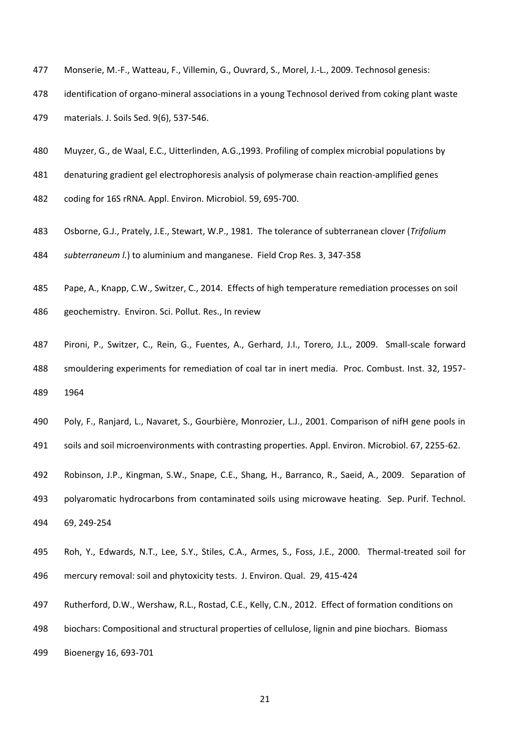Monserie, M.-F., Watteau, F., Villemin, G., Ouvrard, S., Morel, J.-L., 2009. Technosol genesis: identification of organo-mineral associations in a young Technosol derived from coking plant waste materials. J. Soils Sed. 9(6), 537-546.

Muyzer, G., de Waal, E.C., Uitterlinden, A.G.,1993. Profiling of complex microbial populations by denaturing gradient gel electrophoresis analysis of polymerase chain reaction-amplified genes coding for 16S rRNA. Appl. Environ. Microbiol. 59, 695-700.

Osborne, G.J., Prately, J.E., Stewart, W.P., 1981. The tolerance of subterranean clover (*Trifolium subterraneum l.*) to aluminium and manganese. Field Crop Res. 3, 347-358

Pape, A., Knapp, C.W., Switzer, C., 2014. Effects of high temperature remediation processes on soil geochemistry. Environ. Sci. Pollut. Res., In review

Pironi, P., Switzer, C., Rein, G., Fuentes, A., Gerhard, J.I., Torero, J.L., 2009. Small-scale forward smouldering experiments for remediation of coal tar in inert media. Proc. Combust. Inst. 32, 1957-1964

Poly, F., Ranjard, L., Navaret, S., Gourbière, Monrozier, L.J., 2001. Comparison of nifH gene pools in soils and soil microenvironments with contrasting properties. Appl. Environ. Microbiol. 67, 2255-62.

Robinson, J.P., Kingman, S.W., Snape, C.E., Shang, H., Barranco, R., Saeid, A., 2009. Separation of polyaromatic hydrocarbons from contaminated soils using microwave heating. Sep. Purif. Technol. 69, 249-254

Roh, Y., Edwards, N.T., Lee, S.Y., Stiles, C.A., Armes, S., Foss, J.E., 2000. Thermal-treated soil for mercury removal: soil and phytoxicity tests. J. Environ. Qual. 29, 415-424

Rutherford, D.W., Wershaw, R.L., Rostad, C.E., Kelly, C.N., 2012. Effect of formation conditions on biochars: Compositional and structural properties of cellulose, lignin and pine biochars. Biomass Bioenergy 16, 693-701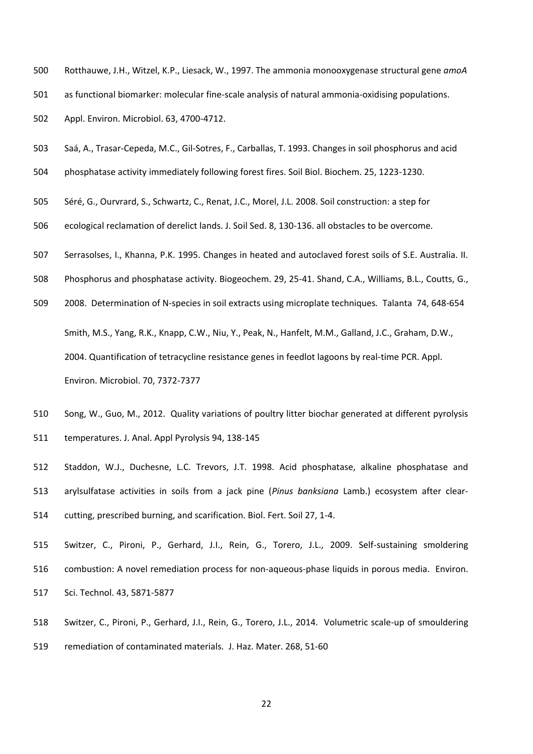Rotthauwe, J.H., Witzel, K.P., Liesack, W., 1997. The ammonia monooxygenase structural gene *amoA* as functional biomarker: molecular fine-scale analysis of natural ammonia-oxidising populations. Appl. Environ. Microbiol. 63, 4700-4712.

Saá, A., Trasar-Cepeda, M.C., Gil-Sotres, F., Carballas, T. 1993. Changes in soil phosphorus and acid phosphatase activity immediately following forest fires. Soil Biol. Biochem. 25, 1223-1230.

Séré, G., Ourvrard, S., Schwartz, C., Renat, J.C., Morel, J.L. 2008. Soil construction: a step for ecological reclamation of derelict lands. J. Soil Sed. 8, 130-136. all obstacles to be overcome.

Serrasolses, I., Khanna, P.K. 1995. Changes in heated and autoclaved forest soils of S.E. Australia. II. Phosphorus and phosphatase activity. Biogeochem. 29, 25-41. Shand, C.A., Williams, B.L., Coutts, G., 2008. Determination of N-species in soil extracts using microplate techniques. Talanta 74, 648-654

Smith, M.S., Yang, R.K., Knapp, C.W., Niu, Y., Peak, N., Hanfelt, M.M., Galland, J.C., Graham, D.W., 2004. Quantification of tetracycline resistance genes in feedlot lagoons by real-time PCR. Appl. Environ. Microbiol. 70, 7372-7377

Song, W., Guo, M., 2012. Quality variations of poultry litter biochar generated at different pyrolysis temperatures. J. Anal. Appl Pyrolysis 94, 138-145

Staddon, W.J., Duchesne, L.C. Trevors, J.T. 1998. Acid phosphatase, alkaline phosphatase and arylsulfatase activities in soils from a jack pine (*Pinus banksiana* Lamb.) ecosystem after clear-cutting, prescribed burning, and scarification. Biol. Fert. Soil 27, 1-4.

Switzer, C., Pironi, P., Gerhard, J.I., Rein, G., Torero, J.L., 2009. Self-sustaining smoldering combustion: A novel remediation process for non-aqueous-phase liquids in porous media. Environ. Sci. Technol. 43, 5871-5877

Switzer, C., Pironi, P., Gerhard, J.I., Rein, G., Torero, J.L., 2014. Volumetric scale-up of smouldering remediation of contaminated materials. J. Haz. Mater. 268, 51-60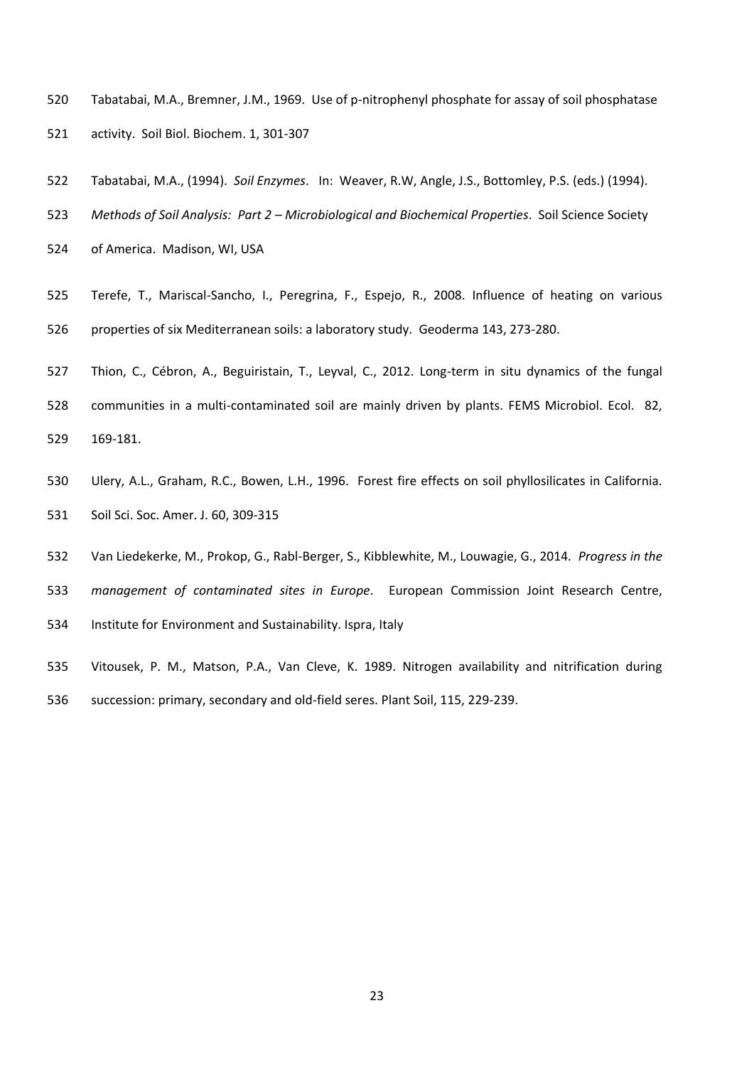Tabatabai, M.A., Bremner, J.M., 1969. Use of p-nitrophenyl phosphate for assay of soil phosphatase activity. Soil Biol. Biochem. 1, 301-307

Tabatabai, M.A., (1994). *Soil Enzymes*. In: Weaver, R.W, Angle, J.S., Bottomley, P.S. (eds.) (1994). *Methods of Soil Analysis: Part 2 – Microbiological and Biochemical Properties*. Soil Science Society of America. Madison, WI, USA

Terefe, T., Mariscal-Sancho, I., Peregrina, F., Espejo, R., 2008. Influence of heating on various properties of six Mediterranean soils: a laboratory study. Geoderma 143, 273-280.

Thion, C., Cébron, A., Beguiristain, T., Leyval, C., 2012. Long-term in situ dynamics of the fungal communities in a multi-contaminated soil are mainly driven by plants. FEMS Microbiol. Ecol. 82, 169-181.

Ulery, A.L., Graham, R.C., Bowen, L.H., 1996. Forest fire effects on soil phyllosilicates in California. Soil Sci. Soc. Amer. J. 60, 309-315

Van Liedekerke, M., Prokop, G., Rabl-Berger, S., Kibblewhite, M., Louwagie, G., 2014. *Progress in the management of contaminated sites in Europe*. European Commission Joint Research Centre, Institute for Environment and Sustainability. Ispra, Italy

Vitousek, P. M., Matson, P.A., Van Cleve, K. 1989. Nitrogen availability and nitrification during succession: primary, secondary and old-field seres. Plant Soil, 115, 229-239.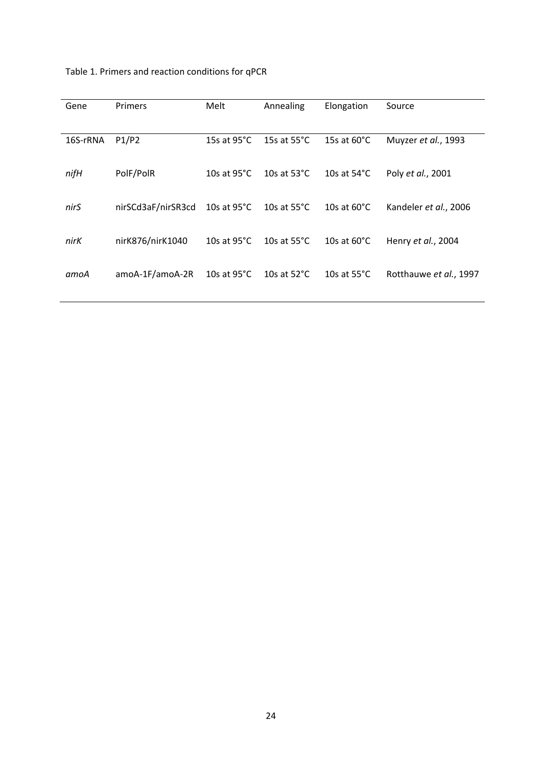Table 1. Primers and reaction conditions for qPCR

| Gene | Primers | Melt | Annealing | Elongation | Source |
|---|---|---|---|---|---|
| 16S-rRNA | P1/P2 | 15s at 95°C | 15s at 55°C | 15s at 60°C | Muyzer *et al.*, 1993 |
| *nifH* | PolF/PolR | 10s at 95°C | 10s at 53°C | 10s at 54°C | Poly *et al.*, 2001 |
| *nirS* | nirSCd3aF/nirSR3cd | 10s at 95°C | 10s at 55°C | 10s at 60°C | Kandeler *et al.*, 2006 |
| *nirK* | nirK876/nirK1040 | 10s at 95°C | 10s at 55°C | 10s at 60°C | Henry *et al.*, 2004 |
| *amoA* | amoA-1F/amoA-2R | 10s at 95°C | 10s at 52°C | 10s at 55°C | Rotthauwe *et al.*, 1997 |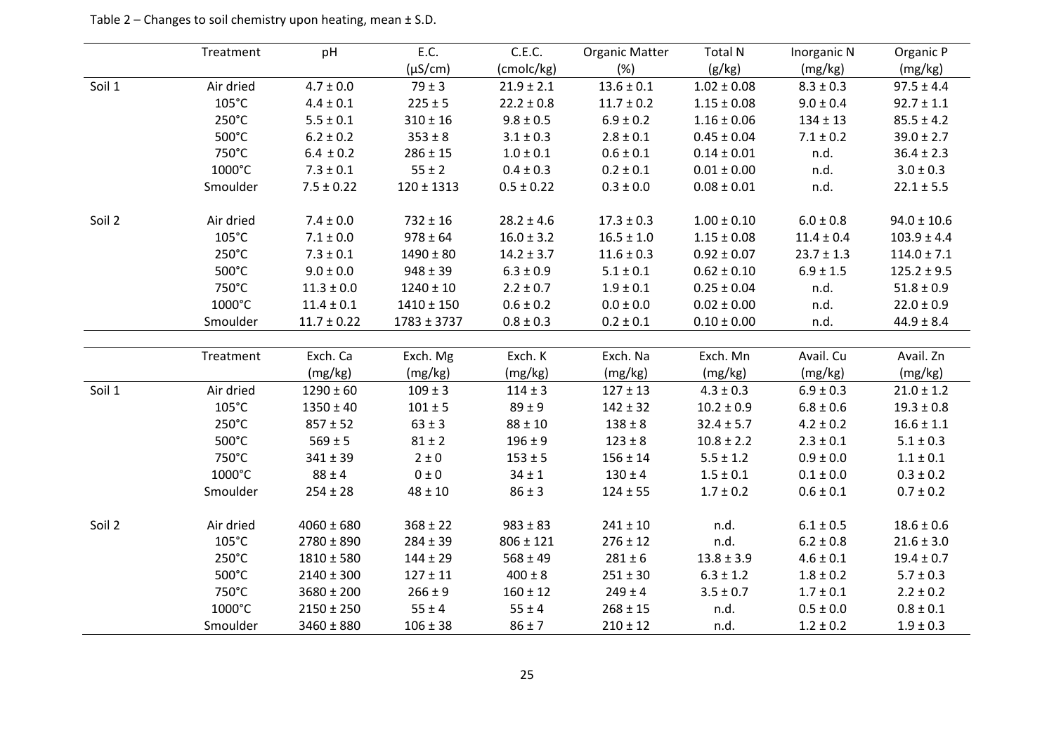Table 2 – Changes to soil chemistry upon heating, mean ± S.D.

| | Treatment | pH | E.C. (µS/cm) | C.E.C. (cmolc/kg) | Organic Matter (%) | Total N (g/kg) | Inorganic N (mg/kg) | Organic P (mg/kg) |
|---|---|---|---|---|---|---|---|---|
| Soil 1 | Air dried | 4.7 ± 0.0 | 79 ± 3 | 21.9 ± 2.1 | 13.6 ± 0.1 | 1.02 ± 0.08 | 8.3 ± 0.3 | 97.5 ± 4.4 |
| | 105°C | 4.4 ± 0.1 | 225 ± 5 | 22.2 ± 0.8 | 11.7 ± 0.2 | 1.15 ± 0.08 | 9.0 ± 0.4 | 92.7 ± 1.1 |
| | 250°C | 5.5 ± 0.1 | 310 ± 16 | 9.8 ± 0.5 | 6.9 ± 0.2 | 1.16 ± 0.06 | 134 ± 13 | 85.5 ± 4.2 |
| | 500°C | 6.2 ± 0.2 | 353 ± 8 | 3.1 ± 0.3 | 2.8 ± 0.1 | 0.45 ± 0.04 | 7.1 ± 0.2 | 39.0 ± 2.7 |
| | 750°C | 6.4 ± 0.2 | 286 ± 15 | 1.0 ± 0.1 | 0.6 ± 0.1 | 0.14 ± 0.01 | n.d. | 36.4 ± 2.3 |
| | 1000°C | 7.3 ± 0.1 | 55 ± 2 | 0.4 ± 0.3 | 0.2 ± 0.1 | 0.01 ± 0.00 | n.d. | 3.0 ± 0.3 |
| | Smoulder | 7.5 ± 0.22 | 120 ± 1313 | 0.5 ± 0.22 | 0.3 ± 0.0 | 0.08 ± 0.01 | n.d. | 22.1 ± 5.5 |
| Soil 2 | Air dried | 7.4 ± 0.0 | 732 ± 16 | 28.2 ± 4.6 | 17.3 ± 0.3 | 1.00 ± 0.10 | 6.0 ± 0.8 | 94.0 ± 10.6 |
| | 105°C | 7.1 ± 0.0 | 978 ± 64 | 16.0 ± 3.2 | 16.5 ± 1.0 | 1.15 ± 0.08 | 11.4 ± 0.4 | 103.9 ± 4.4 |
| | 250°C | 7.3 ± 0.1 | 1490 ± 80 | 14.2 ± 3.7 | 11.6 ± 0.3 | 0.92 ± 0.07 | 23.7 ± 1.3 | 114.0 ± 7.1 |
| | 500°C | 9.0 ± 0.0 | 948 ± 39 | 6.3 ± 0.9 | 5.1 ± 0.1 | 0.62 ± 0.10 | 6.9 ± 1.5 | 125.2 ± 9.5 |
| | 750°C | 11.3 ± 0.0 | 1240 ± 10 | 2.2 ± 0.7 | 1.9 ± 0.1 | 0.25 ± 0.04 | n.d. | 51.8 ± 0.9 |
| | 1000°C | 11.4 ± 0.1 | 1410 ± 150 | 0.6 ± 0.2 | 0.0 ± 0.0 | 0.02 ± 0.00 | n.d. | 22.0 ± 0.9 |
| | Smoulder | 11.7 ± 0.22 | 1783 ± 3737 | 0.8 ± 0.3 | 0.2 ± 0.1 | 0.10 ± 0.00 | n.d. | 44.9 ± 8.4 |

| | Treatment | Exch. Ca (mg/kg) | Exch. Mg (mg/kg) | Exch. K (mg/kg) | Exch. Na (mg/kg) | Exch. Mn (mg/kg) | Avail. Cu (mg/kg) | Avail. Zn (mg/kg) |
|---|---|---|---|---|---|---|---|---|
| Soil 1 | Air dried | 1290 ± 60 | 109 ± 3 | 114 ± 3 | 127 ± 13 | 4.3 ± 0.3 | 6.9 ± 0.3 | 21.0 ± 1.2 |
| | 105°C | 1350 ± 40 | 101 ± 5 | 89 ± 9 | 142 ± 32 | 10.2 ± 0.9 | 6.8 ± 0.6 | 19.3 ± 0.8 |
| | 250°C | 857 ± 52 | 63 ± 3 | 88 ± 10 | 138 ± 8 | 32.4 ± 5.7 | 4.2 ± 0.2 | 16.6 ± 1.1 |
| | 500°C | 569 ± 5 | 81 ± 2 | 196 ± 9 | 123 ± 8 | 10.8 ± 2.2 | 2.3 ± 0.1 | 5.1 ± 0.3 |
| | 750°C | 341 ± 39 | 2 ± 0 | 153 ± 5 | 156 ± 14 | 5.5 ± 1.2 | 0.9 ± 0.0 | 1.1 ± 0.1 |
| | 1000°C | 88 ± 4 | 0 ± 0 | 34 ± 1 | 130 ± 4 | 1.5 ± 0.1 | 0.1 ± 0.0 | 0.3 ± 0.2 |
| | Smoulder | 254 ± 28 | 48 ± 10 | 86 ± 3 | 124 ± 55 | 1.7 ± 0.2 | 0.6 ± 0.1 | 0.7 ± 0.2 |
| Soil 2 | Air dried | 4060 ± 680 | 368 ± 22 | 983 ± 83 | 241 ± 10 | n.d. | 6.1 ± 0.5 | 18.6 ± 0.6 |
| | 105°C | 2780 ± 890 | 284 ± 39 | 806 ± 121 | 276 ± 12 | n.d. | 6.2 ± 0.8 | 21.6 ± 3.0 |
| | 250°C | 1810 ± 580 | 144 ± 29 | 568 ± 49 | 281 ± 6 | 13.8 ± 3.9 | 4.6 ± 0.1 | 19.4 ± 0.7 |
| | 500°C | 2140 ± 300 | 127 ± 11 | 400 ± 8 | 251 ± 30 | 6.3 ± 1.2 | 1.8 ± 0.2 | 5.7 ± 0.3 |
| | 750°C | 3680 ± 200 | 266 ± 9 | 160 ± 12 | 249 ± 4 | 3.5 ± 0.7 | 1.7 ± 0.1 | 2.2 ± 0.2 |
| | 1000°C | 2150 ± 250 | 55 ± 4 | 55 ± 4 | 268 ± 15 | n.d. | 0.5 ± 0.0 | 0.8 ± 0.1 |
| | Smoulder | 3460 ± 880 | 106 ± 38 | 86 ± 7 | 210 ± 12 | n.d. | 1.2 ± 0.2 | 1.9 ± 0.3 |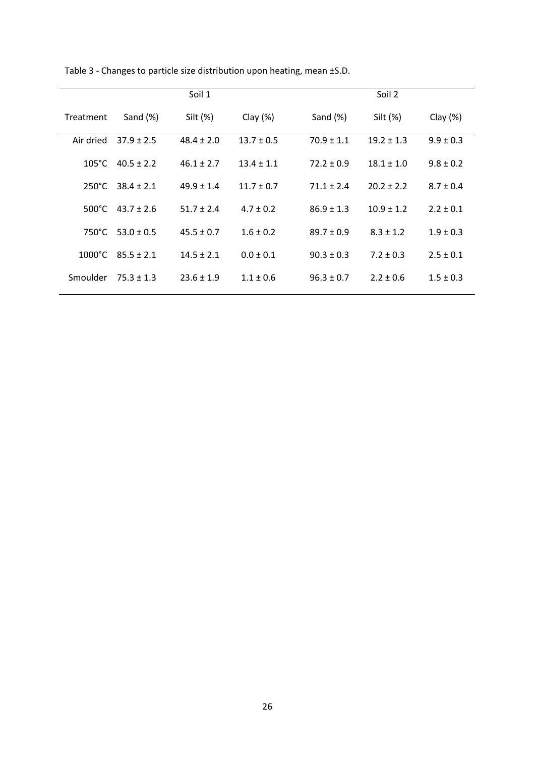Table 3 - Changes to particle size distribution upon heating, mean ±S.D.

| | Soil 1 | | | Soil 2 | | |
|---|---|---|---|---|---|---|
| Treatment | Sand (%) | Silt (%) | Clay (%) | Sand (%) | Silt (%) | Clay (%) |
| Air dried | 37.9 ± 2.5 | 48.4 ± 2.0 | 13.7 ± 0.5 | 70.9 ± 1.1 | 19.2 ± 1.3 | 9.9 ± 0.3 |
| 105°C | 40.5 ± 2.2 | 46.1 ± 2.7 | 13.4 ± 1.1 | 72.2 ± 0.9 | 18.1 ± 1.0 | 9.8 ± 0.2 |
| 250°C | 38.4 ± 2.1 | 49.9 ± 1.4 | 11.7 ± 0.7 | 71.1 ± 2.4 | 20.2 ± 2.2 | 8.7 ± 0.4 |
| 500°C | 43.7 ± 2.6 | 51.7 ± 2.4 | 4.7 ± 0.2 | 86.9 ± 1.3 | 10.9 ± 1.2 | 2.2 ± 0.1 |
| 750°C | 53.0 ± 0.5 | 45.5 ± 0.7 | 1.6 ± 0.2 | 89.7 ± 0.9 | 8.3 ± 1.2 | 1.9 ± 0.3 |
| 1000°C | 85.5 ± 2.1 | 14.5 ± 2.1 | 0.0 ± 0.1 | 90.3 ± 0.3 | 7.2 ± 0.3 | 2.5 ± 0.1 |
| Smoulder | 75.3 ± 1.3 | 23.6 ± 1.9 | 1.1 ± 0.6 | 96.3 ± 0.7 | 2.2 ± 0.6 | 1.5 ± 0.3 |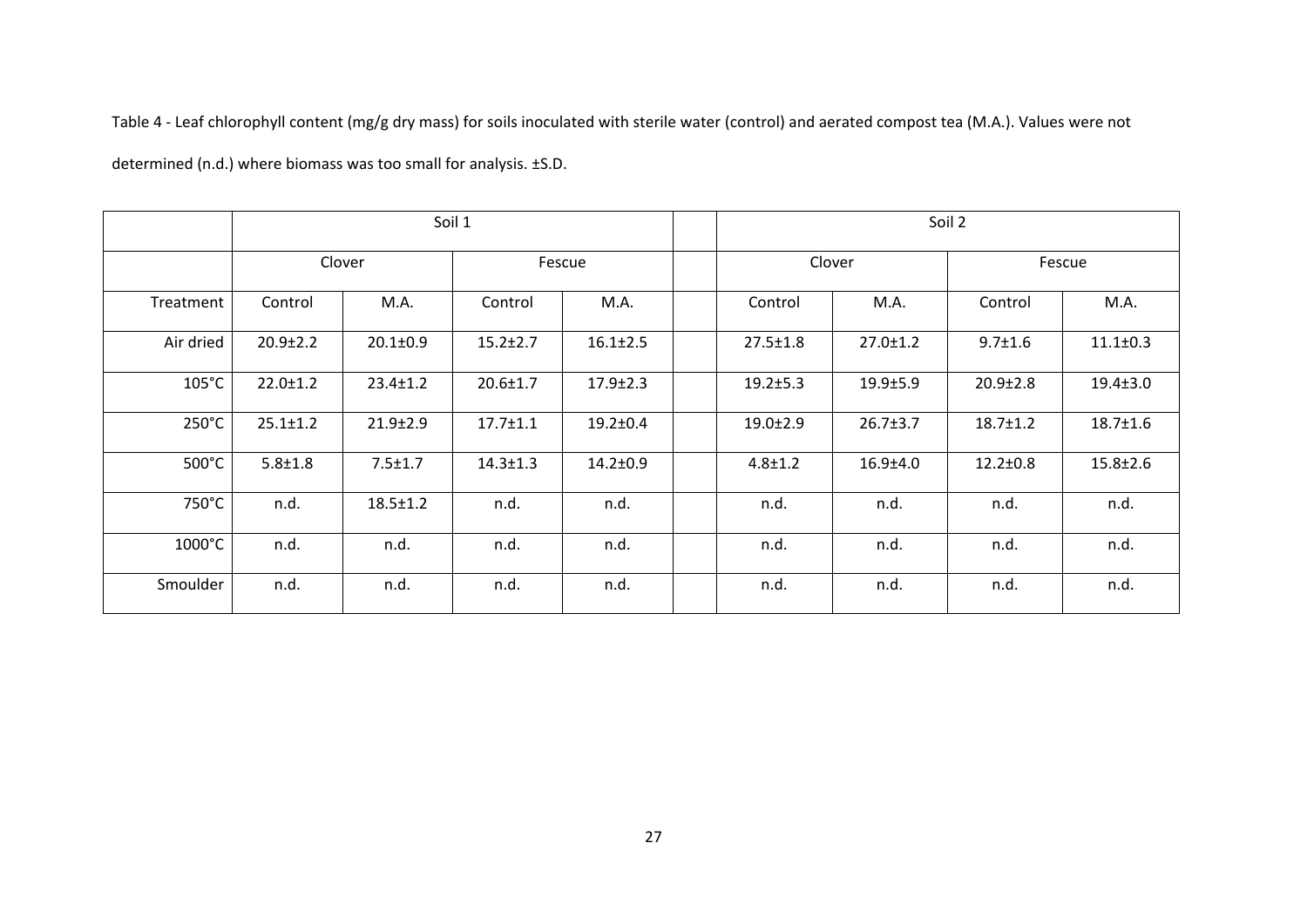Table 4 - Leaf chlorophyll content (mg/g dry mass) for soils inoculated with sterile water (control) and aerated compost tea (M.A.). Values were not determined (n.d.) where biomass was too small for analysis. ±S.D.

| | Soil 1 | | | | | Soil 2 | | | |
|---|---|---|---|---|---|---|---|---|---|
| | Clover | | Fescue | | | Clover | | Fescue | |
| Treatment | Control | M.A. | Control | M.A. | | Control | M.A. | Control | M.A. |
| Air dried | 20.9±2.2 | 20.1±0.9 | 15.2±2.7 | 16.1±2.5 | | 27.5±1.8 | 27.0±1.2 | 9.7±1.6 | 11.1±0.3 |
| 105°C | 22.0±1.2 | 23.4±1.2 | 20.6±1.7 | 17.9±2.3 | | 19.2±5.3 | 19.9±5.9 | 20.9±2.8 | 19.4±3.0 |
| 250°C | 25.1±1.2 | 21.9±2.9 | 17.7±1.1 | 19.2±0.4 | | 19.0±2.9 | 26.7±3.7 | 18.7±1.2 | 18.7±1.6 |
| 500°C | 5.8±1.8 | 7.5±1.7 | 14.3±1.3 | 14.2±0.9 | | 4.8±1.2 | 16.9±4.0 | 12.2±0.8 | 15.8±2.6 |
| 750°C | n.d. | 18.5±1.2 | n.d. | n.d. | | n.d. | n.d. | n.d. | n.d. |
| 1000°C | n.d. | n.d. | n.d. | n.d. | | n.d. | n.d. | n.d. | n.d. |
| Smoulder | n.d. | n.d. | n.d. | n.d. | | n.d. | n.d. | n.d. | n.d. |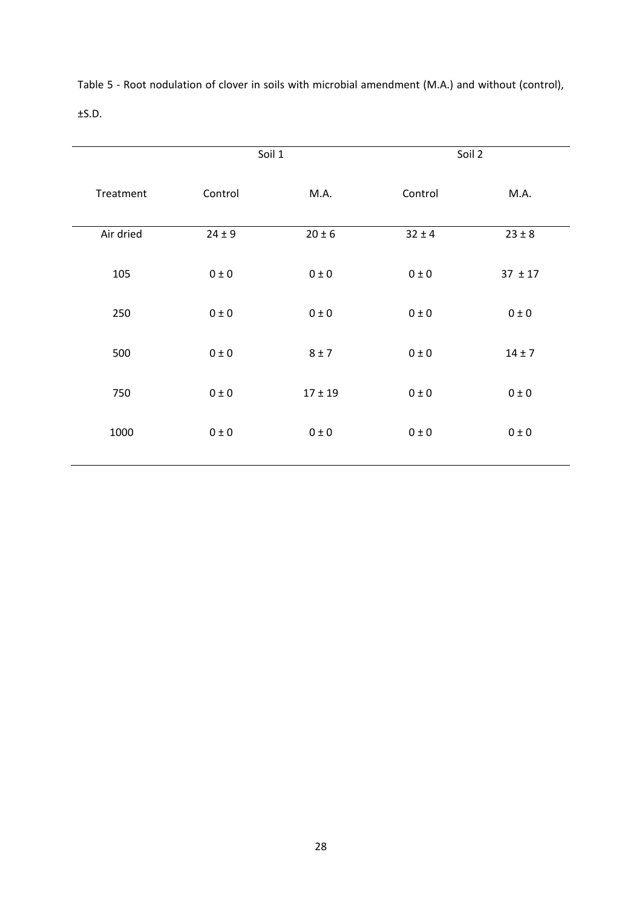Table 5 - Root nodulation of clover in soils with microbial amendment (M.A.) and without (control), ±S.D.

| | Soil 1 | | Soil 2 | |
|---|---|---|---|---|
| Treatment | Control | M.A. | Control | M.A. |
| Air dried | 24 ± 9 | 20 ± 6 | 32 ± 4 | 23 ± 8 |
| 105 | 0 ± 0 | 0 ± 0 | 0 ± 0 | 37 ± 17 |
| 250 | 0 ± 0 | 0 ± 0 | 0 ± 0 | 0 ± 0 |
| 500 | 0 ± 0 | 8 ± 7 | 0 ± 0 | 14 ± 7 |
| 750 | 0 ± 0 | 17 ± 19 | 0 ± 0 | 0 ± 0 |
| 1000 | 0 ± 0 | 0 ± 0 | 0 ± 0 | 0 ± 0 |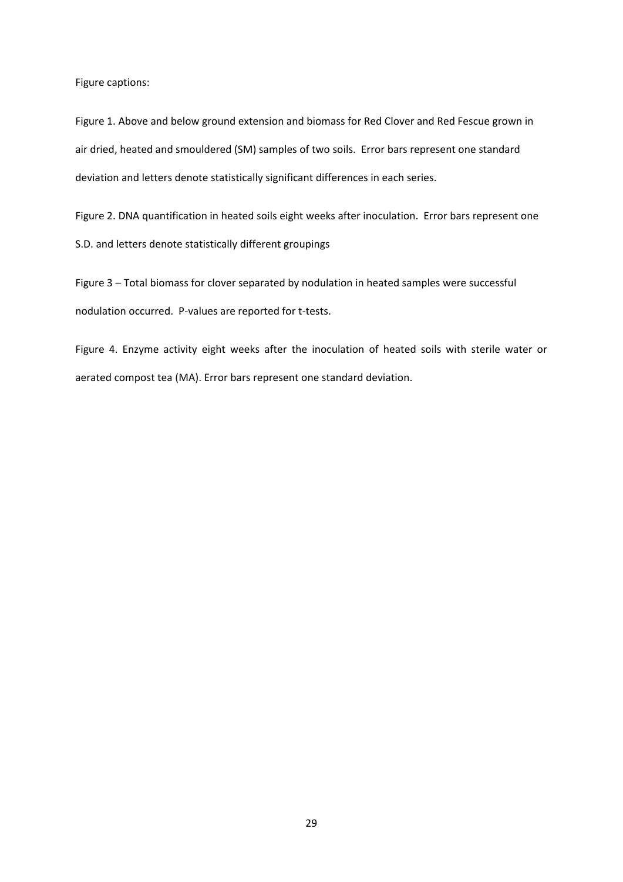Figure captions:

Figure 1. Above and below ground extension and biomass for Red Clover and Red Fescue grown in air dried, heated and smouldered (SM) samples of two soils. Error bars represent one standard deviation and letters denote statistically significant differences in each series.

Figure 2. DNA quantification in heated soils eight weeks after inoculation. Error bars represent one S.D. and letters denote statistically different groupings

Figure 3 – Total biomass for clover separated by nodulation in heated samples were successful nodulation occurred. P-values are reported for t-tests.

Figure 4. Enzyme activity eight weeks after the inoculation of heated soils with sterile water or aerated compost tea (MA). Error bars represent one standard deviation.